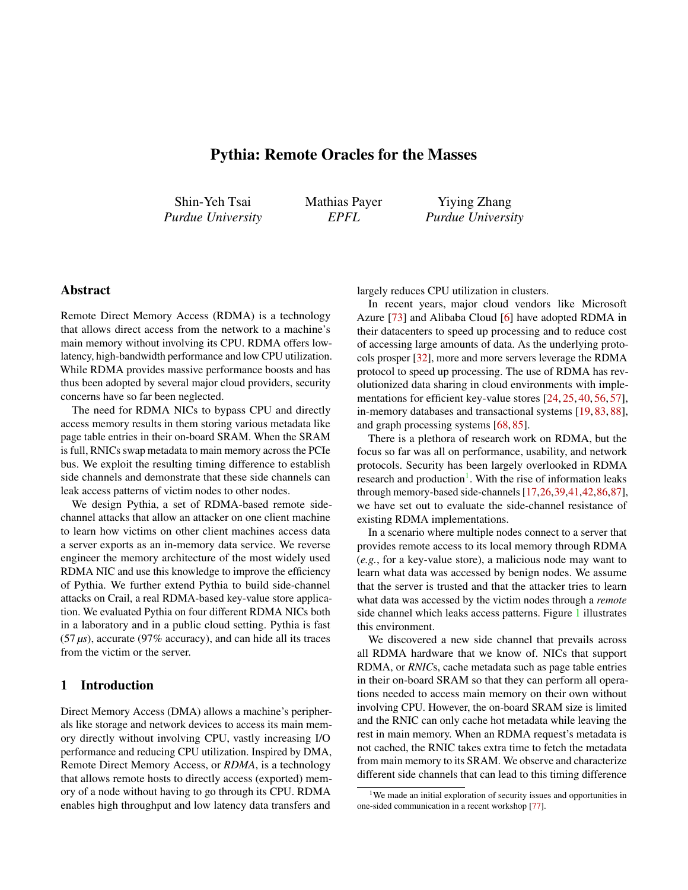# Pythia: Remote Oracles for the Masses

Shin-Yeh Tsai
*Purdue University*

Mathias Payer
*EPFL*

Yiying Zhang
*Purdue University*

## Abstract

Remote Direct Memory Access (RDMA) is a technology that allows direct access from the network to a machine's main memory without involving its CPU. RDMA offers low-latency, high-bandwidth performance and low CPU utilization. While RDMA provides massive performance boosts and has thus been adopted by several major cloud providers, security concerns have so far been neglected.

The need for RDMA NICs to bypass CPU and directly access memory results in them storing various metadata like page table entries in their on-board SRAM. When the SRAM is full, RNICs swap metadata to main memory across the PCIe bus. We exploit the resulting timing difference to establish side channels and demonstrate that these side channels can leak access patterns of victim nodes to other nodes.

We design Pythia, a set of RDMA-based remote side-channel attacks that allow an attacker on one client machine to learn how victims on other client machines access data a server exports as an in-memory data service. We reverse engineer the memory architecture of the most widely used RDMA NIC and use this knowledge to improve the efficiency of Pythia. We further extend Pythia to build side-channel attacks on Crail, a real RDMA-based key-value store application. We evaluated Pythia on four different RDMA NICs both in a laboratory and in a public cloud setting. Pythia is fast ($57\,\mu s$), accurate (97% accuracy), and can hide all its traces from the victim or the server.

## 1 Introduction

Direct Memory Access (DMA) allows a machine's peripherals like storage and network devices to access its main memory directly without involving CPU, vastly increasing I/O performance and reducing CPU utilization. Inspired by DMA, Remote Direct Memory Access, or *RDMA*, is a technology that allows remote hosts to directly access (exported) memory of a node without having to go through its CPU. RDMA enables high throughput and low latency data transfers and largely reduces CPU utilization in clusters.

In recent years, major cloud vendors like Microsoft Azure [73] and Alibaba Cloud [6] have adopted RDMA in their datacenters to speed up processing and to reduce cost of accessing large amounts of data. As the underlying protocols prosper [32], more and more servers leverage the RDMA protocol to speed up processing. The use of RDMA has revolutionized data sharing in cloud environments with implementations for efficient key-value stores [24, 25, 40, 56, 57], in-memory databases and transactional systems [19, 83, 88], and graph processing systems [68, 85].

There is a plethora of research work on RDMA, but the focus so far was all on performance, usability, and network protocols. Security has been largely overlooked in RDMA research and production[1]. With the rise of information leaks through memory-based side-channels [17, 26, 39, 41, 42, 86, 87], we have set out to evaluate the side-channel resistance of existing RDMA implementations.

In a scenario where multiple nodes connect to a server that provides remote access to its local memory through RDMA (*e.g.*, for a key-value store), a malicious node may want to learn what data was accessed by benign nodes. We assume that the server is trusted and that the attacker tries to learn what data was accessed by the victim nodes through a *remote* side channel which leaks access patterns. Figure 1 illustrates this environment.

We discovered a new side channel that prevails across all RDMA hardware that we know of. NICs that support RDMA, or *RNIC*s, cache metadata such as page table entries in their on-board SRAM so that they can perform all operations needed to access main memory on their own without involving CPU. However, the on-board SRAM size is limited and the RNIC can only cache hot metadata while leaving the rest in main memory. When an RDMA request's metadata is not cached, the RNIC takes extra time to fetch the metadata from main memory to its SRAM. We observe and characterize different side channels that can lead to this timing difference

[1] We made an initial exploration of security issues and opportunities in one-sided communication in a recent workshop [77].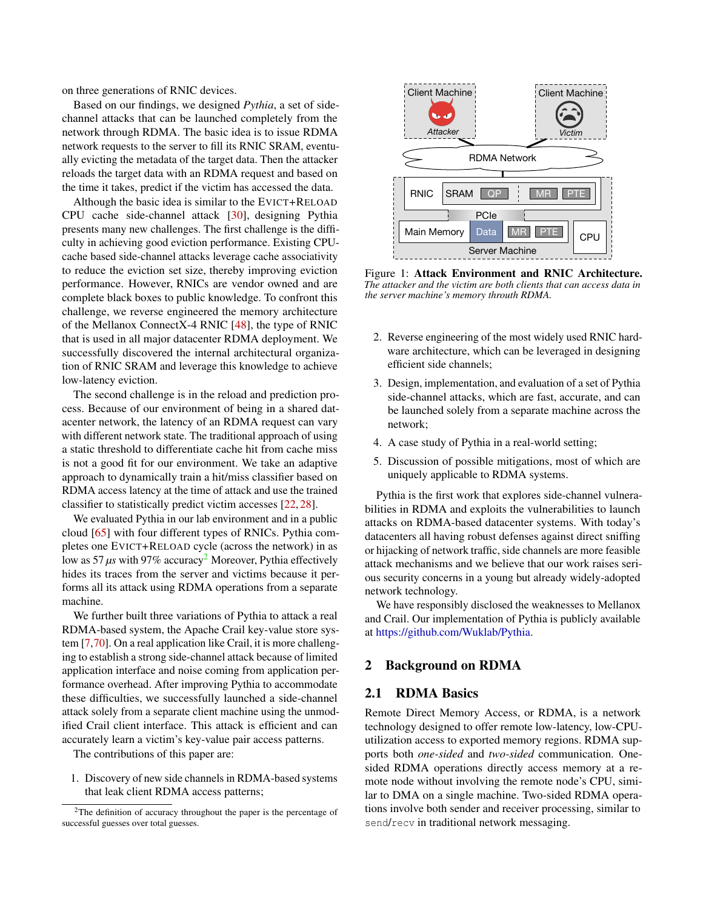on three generations of RNIC devices.

Based on our findings, we designed *Pythia*, a set of side-channel attacks that can be launched completely from the network through RDMA. The basic idea is to issue RDMA network requests to the server to fill its RNIC SRAM, eventually evicting the metadata of the target data. Then the attacker reloads the target data with an RDMA request and based on the time it takes, predict if the victim has accessed the data.

Although the basic idea is similar to the EVICT+RELOAD CPU cache side-channel attack [30], designing Pythia presents many new challenges. The first challenge is the difficulty in achieving good eviction performance. Existing CPU-cache based side-channel attacks leverage cache associativity to reduce the eviction set size, thereby improving eviction performance. However, RNICs are vendor owned and are complete black boxes to public knowledge. To confront this challenge, we reverse engineered the memory architecture of the Mellanox ConnectX-4 RNIC [48], the type of RNIC that is used in all major datacenter RDMA deployment. We successfully discovered the internal architectural organization of RNIC SRAM and leverage this knowledge to achieve low-latency eviction.

The second challenge is in the reload and prediction process. Because of our environment of being in a shared datacenter network, the latency of an RDMA request can vary with different network state. The traditional approach of using a static threshold to differentiate cache hit from cache miss is not a good fit for our environment. We take an adaptive approach to dynamically train a hit/miss classifier based on RDMA access latency at the time of attack and use the trained classifier to statistically predict victim accesses [22, 28].

We evaluated Pythia in our lab environment and in a public cloud [65] with four different types of RNICs. Pythia completes one EVICT+RELOAD cycle (across the network) in as low as 57 $\mu s$ with 97% accuracy[2] Moreover, Pythia effectively hides its traces from the server and victims because it performs all its attack using RDMA operations from a separate machine.

We further built three variations of Pythia to attack a real RDMA-based system, the Apache Crail key-value store system [7, 70]. On a real application like Crail, it is more challenging to establish a strong side-channel attack because of limited application interface and noise coming from application performance overhead. After improving Pythia to accommodate these difficulties, we successfully launched a side-channel attack solely from a separate client machine using the unmodified Crail client interface. This attack is efficient and can accurately learn a victim's key-value pair access patterns.

The contributions of this paper are:

1. Discovery of new side channels in RDMA-based systems that leak client RDMA access patterns;
2. Reverse engineering of the most widely used RNIC hardware architecture, which can be leveraged in designing efficient side channels;
3. Design, implementation, and evaluation of a set of Pythia side-channel attacks, which are fast, accurate, and can be launched solely from a separate machine across the network;
4. A case study of Pythia in a real-world setting;
5. Discussion of possible mitigations, most of which are uniquely applicable to RDMA systems.

[2] The definition of accuracy throughout the paper is the percentage of successful guesses over total guesses.

Client Machine Attacker | Client Machine Victim | RDMA Network | RNIC | SRAM | QP | MR | PTE | PCIe | Main Memory | Data | MR | PTE | CPU | Server Machine

**Figure 1: Attack Environment and RNIC Architecture.** *The attacker and the victim are both clients that can access data in the server machine's memory throuth RDMA.*

Pythia is the first work that explores side-channel vulnerabilities in RDMA and exploits the vulnerabilities to launch attacks on RDMA-based datacenter systems. With today's datacenters all having robust defenses against direct sniffing or hijacking of network traffic, side channels are more feasible attack mechanisms and we believe that our work raises serious security concerns in a young but already widely-adopted network technology.

We have responsibly disclosed the weaknesses to Mellanox and Crail. Our implementation of Pythia is publicly available at https://github.com/Wuklab/Pythia.

## 2 Background on RDMA

### 2.1 RDMA Basics

Remote Direct Memory Access, or RDMA, is a network technology designed to offer remote low-latency, low-CPU-utilization access to exported memory regions. RDMA supports both *one-sided* and *two-sided* communication. One-sided RDMA operations directly access memory at a remote node without involving the remote node's CPU, similar to DMA on a single machine. Two-sided RDMA operations involve both sender and receiver processing, similar to `send`/`recv` in traditional network messaging.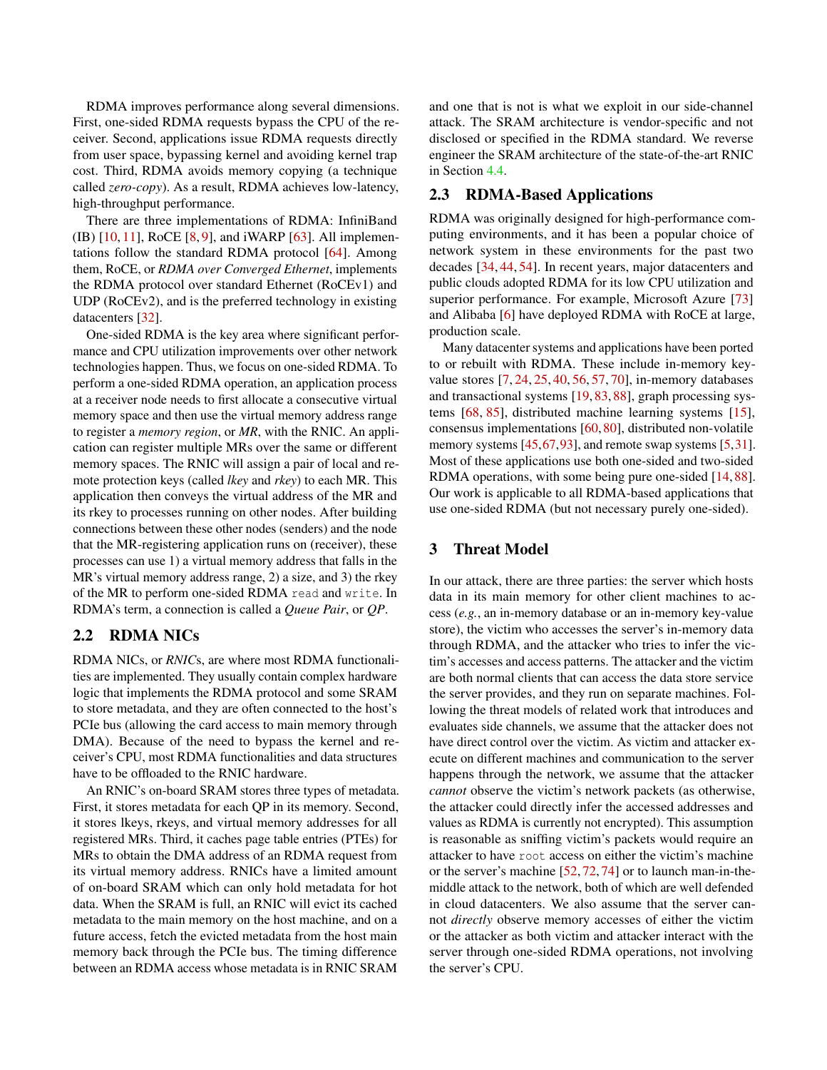RDMA improves performance along several dimensions. First, one-sided RDMA requests bypass the CPU of the receiver. Second, applications issue RDMA requests directly from user space, bypassing kernel and avoiding kernel trap cost. Third, RDMA avoids memory copying (a technique called *zero-copy*). As a result, RDMA achieves low-latency, high-throughput performance.

There are three implementations of RDMA: InfiniBand (IB) [10, 11], RoCE [8, 9], and iWARP [63]. All implementations follow the standard RDMA protocol [64]. Among them, RoCE, or *RDMA over Converged Ethernet*, implements the RDMA protocol over standard Ethernet (RoCEv1) and UDP (RoCEv2), and is the preferred technology in existing datacenters [32].

One-sided RDMA is the key area where significant performance and CPU utilization improvements over other network technologies happen. Thus, we focus on one-sided RDMA. To perform a one-sided RDMA operation, an application process at a receiver node needs to first allocate a consecutive virtual memory space and then use the virtual memory address range to register a *memory region*, or *MR*, with the RNIC. An application can register multiple MRs over the same or different memory spaces. The RNIC will assign a pair of local and remote protection keys (called *lkey* and *rkey*) to each MR. This application then conveys the virtual address of the MR and its rkey to processes running on other nodes. After building connections between these other nodes (senders) and the node that the MR-registering application runs on (receiver), these processes can use 1) a virtual memory address that falls in the MR's virtual memory address range, 2) a size, and 3) the rkey of the MR to perform one-sided RDMA `read` and `write`. In RDMA's term, a connection is called a *Queue Pair*, or *QP*.

## 2.2 RDMA NICs

RDMA NICs, or *RNIC*s, are where most RDMA functionalities are implemented. They usually contain complex hardware logic that implements the RDMA protocol and some SRAM to store metadata, and they are often connected to the host's PCIe bus (allowing the card access to main memory through DMA). Because of the need to bypass the kernel and receiver's CPU, most RDMA functionalities and data structures have to be offloaded to the RNIC hardware.

An RNIC's on-board SRAM stores three types of metadata. First, it stores metadata for each QP in its memory. Second, it stores lkeys, rkeys, and virtual memory addresses for all registered MRs. Third, it caches page table entries (PTEs) for MRs to obtain the DMA address of an RDMA request from its virtual memory address. RNICs have a limited amount of on-board SRAM which can only hold metadata for hot data. When the SRAM is full, an RNIC will evict its cached metadata to the main memory on the host machine, and on a future access, fetch the evicted metadata from the host main memory back through the PCIe bus. The timing difference between an RDMA access whose metadata is in RNIC SRAM and one that is not is what we exploit in our side-channel attack. The SRAM architecture is vendor-specific and not disclosed or specified in the RDMA standard. We reverse engineer the SRAM architecture of the state-of-the-art RNIC in Section 4.4.

## 2.3 RDMA-Based Applications

RDMA was originally designed for high-performance computing environments, and it has been a popular choice of network system in these environments for the past two decades [34, 44, 54]. In recent years, major datacenters and public clouds adopted RDMA for its low CPU utilization and superior performance. For example, Microsoft Azure [73] and Alibaba [6] have deployed RDMA with RoCE at large, production scale.

Many datacenter systems and applications have been ported to or rebuilt with RDMA. These include in-memory key-value stores [7, 24, 25, 40, 56, 57, 70], in-memory databases and transactional systems [19, 83, 88], graph processing systems [68, 85], distributed machine learning systems [15], consensus implementations [60, 80], distributed non-volatile memory systems [45, 67, 93], and remote swap systems [5, 31]. Most of these applications use both one-sided and two-sided RDMA operations, with some being pure one-sided [14, 88]. Our work is applicable to all RDMA-based applications that use one-sided RDMA (but not necessary purely one-sided).

# 3 Threat Model

In our attack, there are three parties: the server which hosts data in its main memory for other client machines to access (*e.g.*, an in-memory database or an in-memory key-value store), the victim who accesses the server's in-memory data through RDMA, and the attacker who tries to infer the victim's accesses and access patterns. The attacker and the victim are both normal clients that can access the data store service the server provides, and they run on separate machines. Following the threat models of related work that introduces and evaluates side channels, we assume that the attacker does not have direct control over the victim. As victim and attacker execute on different machines and communication to the server happens through the network, we assume that the attacker *cannot* observe the victim's network packets (as otherwise, the attacker could directly infer the accessed addresses and values as RDMA is currently not encrypted). This assumption is reasonable as sniffing victim's packets would require an attacker to have `root` access on either the victim's machine or the server's machine [52, 72, 74] or to launch man-in-the-middle attack to the network, both of which are well defended in cloud datacenters. We also assume that the server cannot *directly* observe memory accesses of either the victim or the attacker as both victim and attacker interact with the server through one-sided RDMA operations, not involving the server's CPU.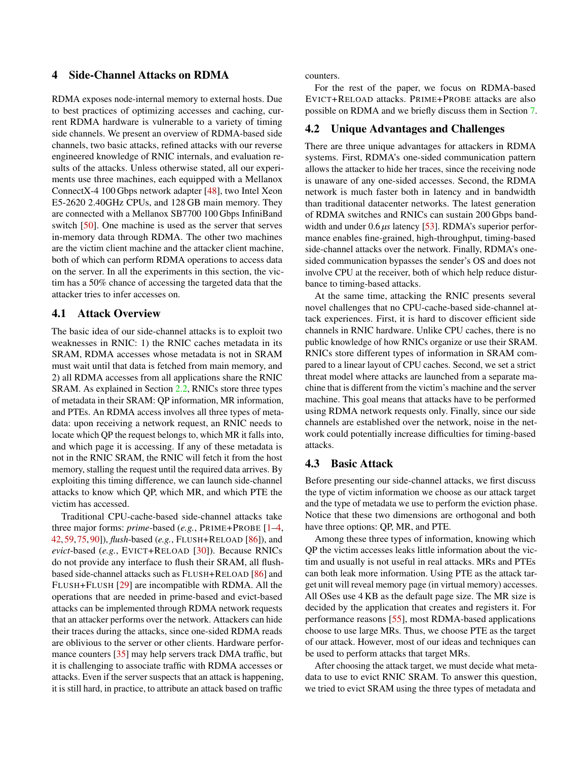## 4 Side-Channel Attacks on RDMA

RDMA exposes node-internal memory to external hosts. Due to best practices of optimizing accesses and caching, current RDMA hardware is vulnerable to a variety of timing side channels. We present an overview of RDMA-based side channels, two basic attacks, refined attacks with our reverse engineered knowledge of RNIC internals, and evaluation results of the attacks. Unless otherwise stated, all our experiments use three machines, each equipped with a Mellanox ConnectX-4 100 Gbps network adapter [48], two Intel Xeon E5-2620 2.40GHz CPUs, and 128 GB main memory. They are connected with a Mellanox SB7700 100 Gbps InfiniBand switch [50]. One machine is used as the server that serves in-memory data through RDMA. The other two machines are the victim client machine and the attacker client machine, both of which can perform RDMA operations to access data on the server. In all the experiments in this section, the victim has a 50% chance of accessing the targeted data that the attacker tries to infer accesses on.

### 4.1 Attack Overview

The basic idea of our side-channel attacks is to exploit two weaknesses in RNIC: 1) the RNIC caches metadata in its SRAM, RDMA accesses whose metadata is not in SRAM must wait until that data is fetched from main memory, and 2) all RDMA accesses from all applications share the RNIC SRAM. As explained in Section 2.2, RNICs store three types of metadata in their SRAM: QP information, MR information, and PTEs. An RDMA access involves all three types of metadata: upon receiving a network request, an RNIC needs to locate which QP the request belongs to, which MR it falls into, and which page it is accessing. If any of these metadata is not in the RNIC SRAM, the RNIC will fetch it from the host memory, stalling the request until the required data arrives. By exploiting this timing difference, we can launch side-channel attacks to know which QP, which MR, and which PTE the victim has accessed.

Traditional CPU-cache-based side-channel attacks take three major forms: *prime*-based (*e.g.*, PRIME+PROBE [1–4, 42, 59, 75, 90]), *flush*-based (*e.g.*, FLUSH+RELOAD [86]), and *evict*-based (*e.g.*, EVICT+RELOAD [30]). Because RNICs do not provide any interface to flush their SRAM, all flush-based side-channel attacks such as FLUSH+RELOAD [86] and FLUSH+FLUSH [29] are incompatible with RDMA. All the operations that are needed in prime-based and evict-based attacks can be implemented through RDMA network requests that an attacker performs over the network. Attackers can hide their traces during the attacks, since one-sided RDMA reads are oblivious to the server or other clients. Hardware performance counters [35] may help servers track DMA traffic, but it is challenging to associate traffic with RDMA accesses or attacks. Even if the server suspects that an attack is happening, it is still hard, in practice, to attribute an attack based on traffic counters.

For the rest of the paper, we focus on RDMA-based EVICT+RELOAD attacks. PRIME+PROBE attacks are also possible on RDMA and we briefly discuss them in Section 7.

### 4.2 Unique Advantages and Challenges

There are three unique advantages for attackers in RDMA systems. First, RDMA's one-sided communication pattern allows the attacker to hide her traces, since the receiving node is unaware of any one-sided accesses. Second, the RDMA network is much faster both in latency and in bandwidth than traditional datacenter networks. The latest generation of RDMA switches and RNICs can sustain 200 Gbps bandwidth and under 0.6 *µs* latency [53]. RDMA's superior performance enables fine-grained, high-throughput, timing-based side-channel attacks over the network. Finally, RDMA's one-sided communication bypasses the sender's OS and does not involve CPU at the receiver, both of which help reduce disturbance to timing-based attacks.

At the same time, attacking the RNIC presents several novel challenges that no CPU-cache-based side-channel attack experiences. First, it is hard to discover efficient side channels in RNIC hardware. Unlike CPU caches, there is no public knowledge of how RNICs organize or use their SRAM. RNICs store different types of information in SRAM compared to a linear layout of CPU caches. Second, we set a strict threat model where attacks are launched from a separate machine that is different from the victim's machine and the server machine. This goal means that attacks have to be performed using RDMA network requests only. Finally, since our side channels are established over the network, noise in the network could potentially increase difficulties for timing-based attacks.

### 4.3 Basic Attack

Before presenting our side-channel attacks, we first discuss the type of victim information we choose as our attack target and the type of metadata we use to perform the eviction phase. Notice that these two dimensions are orthogonal and both have three options: QP, MR, and PTE.

Among these three types of information, knowing which QP the victim accesses leaks little information about the victim and usually is not useful in real attacks. MRs and PTEs can both leak more information. Using PTE as the attack target unit will reveal memory page (in virtual memory) accesses. All OSes use 4 KB as the default page size. The MR size is decided by the application that creates and registers it. For performance reasons [55], most RDMA-based applications choose to use large MRs. Thus, we choose PTE as the target of our attack. However, most of our ideas and techniques can be used to perform attacks that target MRs.

After choosing the attack target, we must decide what metadata to use to evict RNIC SRAM. To answer this question, we tried to evict SRAM using the three types of metadata and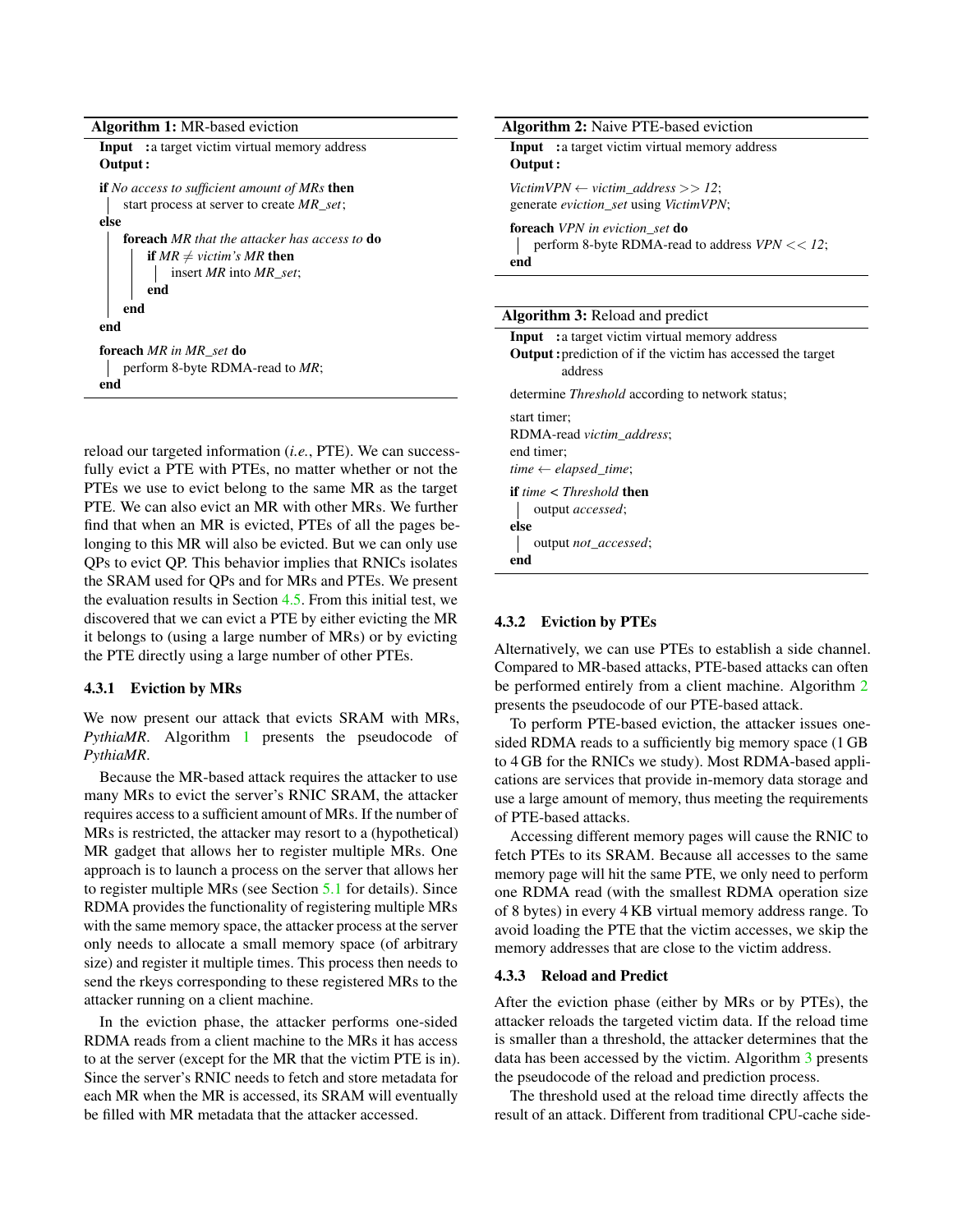**Algorithm 1:** MR-based eviction

```
Input  : a target victim virtual memory address
Output :

if No access to sufficient amount of MRs then
    start process at server to create MR_set;
else
    foreach MR that the attacker has access to do
        if MR ≠ victim's MR then
            insert MR into MR_set;
        end
    end
end

foreach MR in MR_set do
    perform 8-byte RDMA-read to MR;
end
```

reload our targeted information (*i.e.*, PTE). We can successfully evict a PTE with PTEs, no matter whether or not the PTEs we use to evict belong to the same MR as the target PTE. We can also evict an MR with other MRs. We further find that when an MR is evicted, PTEs of all the pages belonging to this MR will also be evicted. But we can only use QPs to evict QP. This behavior implies that RNICs isolates the SRAM used for QPs and for MRs and PTEs. We present the evaluation results in Section 4.5. From this initial test, we discovered that we can evict a PTE by either evicting the MR it belongs to (using a large number of MRs) or by evicting the PTE directly using a large number of other PTEs.

#### 4.3.1 Eviction by MRs

We now present our attack that evicts SRAM with MRs, *PythiaMR*. Algorithm 1 presents the pseudocode of *PythiaMR*.

Because the MR-based attack requires the attacker to use many MRs to evict the server's RNIC SRAM, the attacker requires access to a sufficient amount of MRs. If the number of MRs is restricted, the attacker may resort to a (hypothetical) MR gadget that allows her to register multiple MRs. One approach is to launch a process on the server that allows her to register multiple MRs (see Section 5.1 for details). Since RDMA provides the functionality of registering multiple MRs with the same memory space, the attacker process at the server only needs to allocate a small memory space (of arbitrary size) and register it multiple times. This process then needs to send the rkeys corresponding to these registered MRs to the attacker running on a client machine.

In the eviction phase, the attacker performs one-sided RDMA reads from a client machine to the MRs it has access to at the server (except for the MR that the victim PTE is in). Since the server's RNIC needs to fetch and store metadata for each MR when the MR is accessed, its SRAM will eventually be filled with MR metadata that the attacker accessed.

**Algorithm 2:** Naive PTE-based eviction

```
Input  : a target victim virtual memory address
Output :

VictimVPN ← victim_address >> 12;
generate eviction_set using VictimVPN;

foreach VPN in eviction_set do
    perform 8-byte RDMA-read to address VPN << 12;
end
```

**Algorithm 3:** Reload and predict

```
Input  : a target victim virtual memory address
Output : prediction of if the victim has accessed the target
         address

determine Threshold according to network status;

start timer;
RDMA-read victim_address;
end timer;
time ← elapsed_time;

if time < Threshold then
    output accessed;
else
    output not_accessed;
end
```

#### 4.3.2 Eviction by PTEs

Alternatively, we can use PTEs to establish a side channel. Compared to MR-based attacks, PTE-based attacks can often be performed entirely from a client machine. Algorithm 2 presents the pseudocode of our PTE-based attack.

To perform PTE-based eviction, the attacker issues one-sided RDMA reads to a sufficiently big memory space (1 GB to 4 GB for the RNICs we study). Most RDMA-based applications are services that provide in-memory data storage and use a large amount of memory, thus meeting the requirements of PTE-based attacks.

Accessing different memory pages will cause the RNIC to fetch PTEs to its SRAM. Because all accesses to the same memory page will hit the same PTE, we only need to perform one RDMA read (with the smallest RDMA operation size of 8 bytes) in every 4 KB virtual memory address range. To avoid loading the PTE that the victim accesses, we skip the memory addresses that are close to the victim address.

#### 4.3.3 Reload and Predict

After the eviction phase (either by MRs or by PTEs), the attacker reloads the targeted victim data. If the reload time is smaller than a threshold, the attacker determines that the data has been accessed by the victim. Algorithm 3 presents the pseudocode of the reload and prediction process.

The threshold used at the reload time directly affects the result of an attack. Different from traditional CPU-cache side-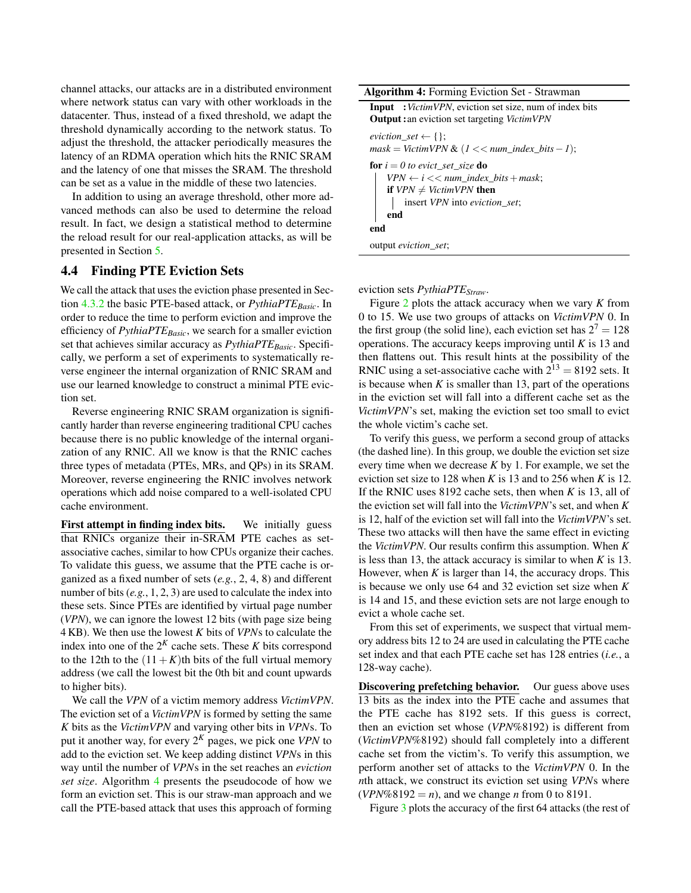channel attacks, our attacks are in a distributed environment where network status can vary with other workloads in the datacenter. Thus, instead of a fixed threshold, we adapt the threshold dynamically according to the network status. To adjust the threshold, the attacker periodically measures the latency of an RDMA operation which hits the RNIC SRAM and the latency of one that misses the SRAM. The threshold can be set as a value in the middle of these two latencies.

In addition to using an average threshold, other more advanced methods can also be used to determine the reload result. In fact, we design a statistical method to determine the reload result for our real-application attacks, as will be presented in Section 5.

## 4.4 Finding PTE Eviction Sets

We call the attack that uses the eviction phase presented in Section 4.3.2 the basic PTE-based attack, or $PythiaPTE_{Basic}$. In order to reduce the time to perform eviction and improve the efficiency of $PythiaPTE_{Basic}$, we search for a smaller eviction set that achieves similar accuracy as $PythiaPTE_{Basic}$. Specifically, we perform a set of experiments to systematically reverse engineer the internal organization of RNIC SRAM and use our learned knowledge to construct a minimal PTE eviction set.

Reverse engineering RNIC SRAM organization is significantly harder than reverse engineering traditional CPU caches because there is no public knowledge of the internal organization of any RNIC. All we know is that the RNIC caches three types of metadata (PTEs, MRs, and QPs) in its SRAM. Moreover, reverse engineering the RNIC involves network operations which add noise compared to a well-isolated CPU cache environment.

**First attempt in finding index bits.** We initially guess that RNICs organize their in-SRAM PTE caches as set-associative caches, similar to how CPUs organize their caches. To validate this guess, we assume that the PTE cache is organized as a fixed number of sets (*e.g.*, 2, 4, 8) and different number of bits (*e.g.*, 1, 2, 3) are used to calculate the index into these sets. Since PTEs are identified by virtual page number (*VPN*), we can ignore the lowest 12 bits (with page size being 4 KB). We then use the lowest $K$ bits of *VPN*s to calculate the index into one of the $2^K$ cache sets. These $K$ bits correspond to the 12th to the $(11+K)$th bits of the full virtual memory address (we call the lowest bit the 0th bit and count upwards to higher bits).

We call the *VPN* of a victim memory address *VictimVPN*. The eviction set of a *VictimVPN* is formed by setting the same $K$ bits as the *VictimVPN* and varying other bits in *VPN*s. To put it another way, for every $2^K$ pages, we pick one *VPN* to add to the eviction set. We keep adding distinct *VPN*s in this way until the number of *VPN*s in the set reaches an *eviction set size*. Algorithm 4 presents the pseudocode of how we form an eviction set. This is our straw-man approach and we call the PTE-based attack that uses this approach of forming eviction sets $PythiaPTE_{Straw}$.

**Algorithm 4:** Forming Eviction Set - Strawman

```
Input  : VictimVPN, eviction set size, num of index bits
Output : an eviction set targeting VictimVPN

eviction_set ← {};
mask = VictimVPN & (1 << num_index_bits − 1);
for i = 0 to evict_set_size do
    VPN ← i << num_index_bits + mask;
    if VPN ≠ VictimVPN then
        insert VPN into eviction_set;
    end
end
output eviction_set;
```

Figure 2 plots the attack accuracy when we vary $K$ from 0 to 15. We use two groups of attacks on *VictimVPN* 0. In the first group (the solid line), each eviction set has $2^7 = 128$ operations. The accuracy keeps improving until $K$ is 13 and then flattens out. This result hints at the possibility of the RNIC using a set-associative cache with $2^{13} = 8192$ sets. It is because when $K$ is smaller than 13, part of the operations in the eviction set will fall into a different cache set as the *VictimVPN*'s set, making the eviction set too small to evict the whole victim's cache set.

To verify this guess, we perform a second group of attacks (the dashed line). In this group, we double the eviction set size every time when we decrease $K$ by 1. For example, we set the eviction set size to 128 when $K$ is 13 and to 256 when $K$ is 12. If the RNIC uses 8192 cache sets, then when $K$ is 13, all of the eviction set will fall into the *VictimVPN*'s set, and when $K$ is 12, half of the eviction set will fall into the *VictimVPN*'s set. These two attacks will then have the same effect in evicting the *VictimVPN*. Our results confirm this assumption. When $K$ is less than 13, the attack accuracy is similar to when $K$ is 13. However, when $K$ is larger than 14, the accuracy drops. This is because we only use 64 and 32 eviction set size when $K$ is 14 and 15, and these eviction sets are not large enough to evict a whole cache set.

From this set of experiments, we suspect that virtual memory address bits 12 to 24 are used in calculating the PTE cache set index and that each PTE cache set has 128 entries (*i.e.*, a 128-way cache).

**Discovering prefetching behavior.** Our guess above uses 13 bits as the index into the PTE cache and assumes that the PTE cache has 8192 sets. If this guess is correct, then an eviction set whose ($VPN\%8192$) is different from ($VictimVPN\%8192$) should fall completely into a different cache set from the victim's. To verify this assumption, we perform another set of attacks to the *VictimVPN* 0. In the $n$th attack, we construct its eviction set using *VPN*s where ($VPN\%8192 = n$), and we change $n$ from 0 to 8191.

Figure 3 plots the accuracy of the first 64 attacks (the rest of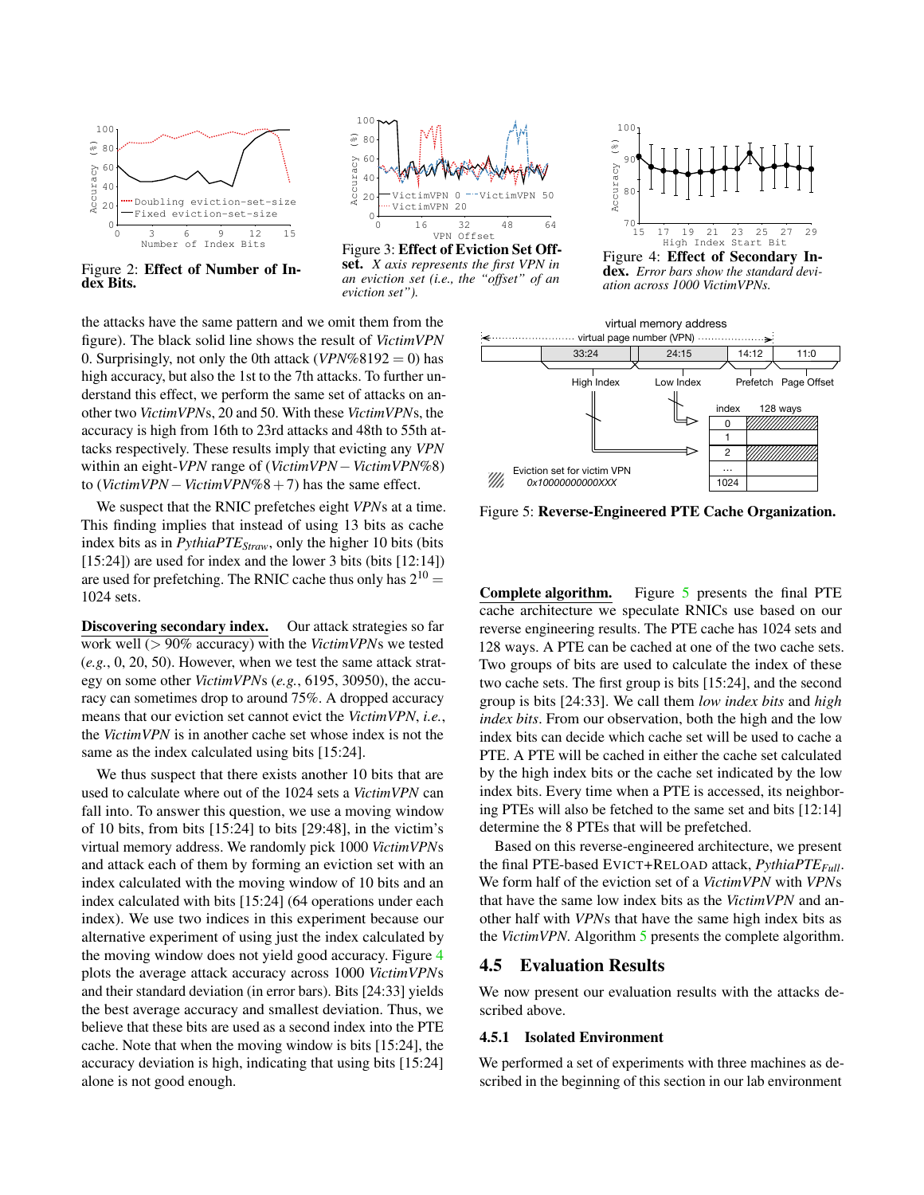Figure 2: **Effect of Number of Index Bits.**

Figure 3: **Effect of Eviction Set Offset.** *X axis represents the first VPN in an eviction set (i.e., the "offset" of an eviction set").*

Figure 4: **Effect of Secondary Index.** *Error bars show the standard deviation across 1000 VictimVPNs.*

the attacks have the same pattern and we omit them from the figure). The black solid line shows the result of *VictimVPN* 0. Surprisingly, not only the 0th attack ($VPN\%8192 = 0$) has high accuracy, but also the 1st to the 7th attacks. To further understand this effect, we perform the same set of attacks on another two *VictimVPN*s, 20 and 50. With these *VictimVPN*s, the accuracy is high from 16th to 23rd attacks and 48th to 55th attacks respectively. These results imply that evicting any *VPN* within an eight-*VPN* range of ($VictimVPN - VictimVPN\%8$) to ($VictimVPN - VictimVPN\%8 + 7$) has the same effect.

We suspect that the RNIC prefetches eight *VPN*s at a time. This finding implies that instead of using 13 bits as cache index bits as in $PythiaPTE_{Straw}$, only the higher 10 bits (bits [15:24]) are used for index and the lower 3 bits (bits [12:14]) are used for prefetching. The RNIC cache thus only has $2^{10} = 1024$ sets.

**Discovering secondary index.** Our attack strategies so far work well (> 90% accuracy) with the *VictimVPN*s we tested (*e.g.*, 0, 20, 50). However, when we test the same attack strategy on some other *VictimVPN*s (*e.g.*, 6195, 30950), the accuracy can sometimes drop to around 75%. A dropped accuracy means that our eviction set cannot evict the *VictimVPN*, *i.e.*, the *VictimVPN* is in another cache set whose index is not the same as the index calculated using bits [15:24].

We thus suspect that there exists another 10 bits that are used to calculate where out of the 1024 sets a *VictimVPN* can fall into. To answer this question, we use a moving window of 10 bits, from bits [15:24] to bits [29:48], in the victim's virtual memory address. We randomly pick 1000 *VictimVPN*s and attack each of them by forming an eviction set with an index calculated with the moving window of 10 bits and an index calculated with bits [15:24] (64 operations under each index). We use two indices in this experiment because our alternative experiment of using just the index calculated by the moving window does not yield good accuracy. Figure 4 plots the average attack accuracy across 1000 *VictimVPN*s and their standard deviation (in error bars). Bits [24:33] yields the best average accuracy and smallest deviation. Thus, we believe that these bits are used as a second index into the PTE cache. Note that when the moving window is bits [15:24], the accuracy deviation is high, indicating that using bits [15:24] alone is not good enough.

Figure 5: **Reverse-Engineered PTE Cache Organization.**

**Complete algorithm.** Figure 5 presents the final PTE cache architecture we speculate RNICs use based on our reverse engineering results. The PTE cache has 1024 sets and 128 ways. A PTE can be cached at one of the two cache sets. Two groups of bits are used to calculate the index of these two cache sets. The first group is bits [15:24], and the second group is bits [24:33]. We call them *low index bits* and *high index bits*. From our observation, both the high and the low index bits can decide which cache set will be used to cache a PTE. A PTE will be cached in either the cache set calculated by the high index bits or the cache set indicated by the low index bits. Every time when a PTE is accessed, its neighboring PTEs will also be fetched to the same set and bits [12:14] determine the 8 PTEs that will be prefetched.

Based on this reverse-engineered architecture, we present the final PTE-based EVICT+RELOAD attack, $PythiaPTE_{Full}$. We form half of the eviction set of a *VictimVPN* with *VPN*s that have the same low index bits as the *VictimVPN* and another half with *VPN*s that have the same high index bits as the *VictimVPN*. Algorithm 5 presents the complete algorithm.

## 4.5 Evaluation Results

We now present our evaluation results with the attacks described above.

### 4.5.1 Isolated Environment

We performed a set of experiments with three machines as described in the beginning of this section in our lab environment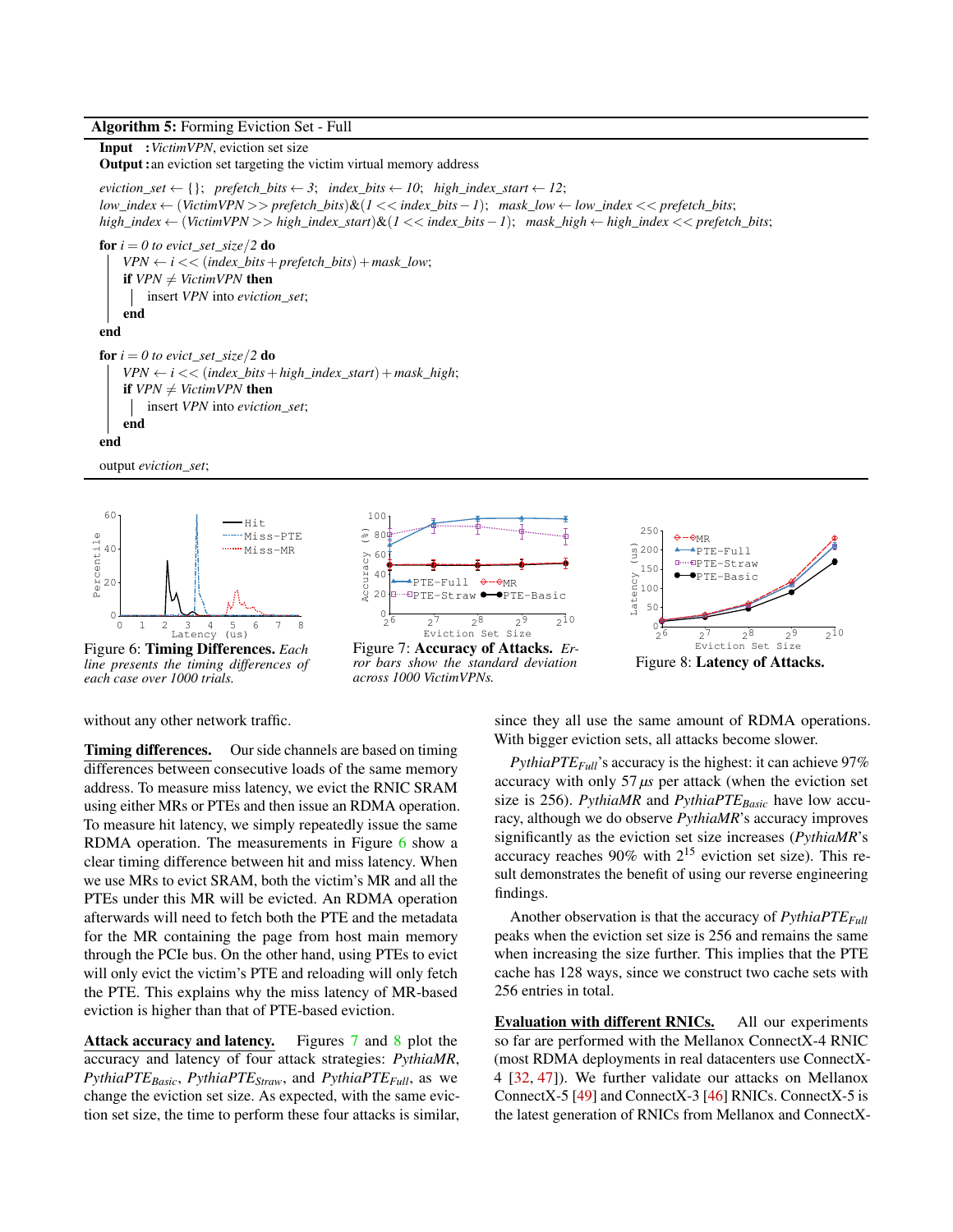**Algorithm 5:** Forming Eviction Set - Full

**Input** : *VictimVPN*, eviction set size
**Output** : an eviction set targeting the victim virtual memory address

```
eviction_set ← {};  prefetch_bits ← 3;  index_bits ← 10;  high_index_start ← 12;
low_index ← (VictimVPN >> prefetch_bits)&(1 << index_bits − 1);  mask_low ← low_index << prefetch_bits;
high_index ← (VictimVPN >> high_index_start)&(1 << index_bits − 1);  mask_high ← high_index << prefetch_bits;

for i = 0 to evict_set_size/2 do
    VPN ← i << (index_bits + prefetch_bits) + mask_low;
    if VPN ≠ VictimVPN then
        insert VPN into eviction_set;
    end
end

for i = 0 to evict_set_size/2 do
    VPN ← i << (index_bits + high_index_start) + mask_high;
    if VPN ≠ VictimVPN then
        insert VPN into eviction_set;
    end
end

output eviction_set;
```

Figure 6: **Timing Differences.** *Each line presents the timing differences of each case over 1000 trials.*

Figure 7: **Accuracy of Attacks.** *Error bars show the standard deviation across 1000 VictimVPNs.*

Figure 8: **Latency of Attacks.**

without any other network traffic.

**Timing differences.** Our side channels are based on timing differences between consecutive loads of the same memory address. To measure miss latency, we evict the RNIC SRAM using either MRs or PTEs and then issue an RDMA operation. To measure hit latency, we simply repeatedly issue the same RDMA operation. The measurements in Figure 6 show a clear timing difference between hit and miss latency. When we use MRs to evict SRAM, both the victim's MR and all the PTEs under this MR will be evicted. An RDMA operation afterwards will need to fetch both the PTE and the metadata for the MR containing the page from host main memory through the PCIe bus. On the other hand, using PTEs to evict will only evict the victim's PTE and reloading will only fetch the PTE. This explains why the miss latency of MR-based eviction is higher than that of PTE-based eviction.

**Attack accuracy and latency.** Figures 7 and 8 plot the accuracy and latency of four attack strategies: *PythiaMR*, *PythiaPTE*$_{Basic}$, *PythiaPTE*$_{Straw}$, and *PythiaPTE*$_{Full}$, as we change the eviction set size. As expected, with the same eviction set size, the time to perform these four attacks is similar, since they all use the same amount of RDMA operations. With bigger eviction sets, all attacks become slower.

*PythiaPTE*$_{Full}$'s accuracy is the highest: it can achieve 97% accuracy with only 57 $\mu s$ per attack (when the eviction set size is 256). *PythiaMR* and *PythiaPTE*$_{Basic}$ have low accuracy, although we do observe *PythiaMR*'s accuracy improves significantly as the eviction set size increases (*PythiaMR*'s accuracy reaches 90% with $2^{15}$ eviction set size). This result demonstrates the benefit of using our reverse engineering findings.

Another observation is that the accuracy of *PythiaPTE*$_{Full}$ peaks when the eviction set size is 256 and remains the same when increasing the size further. This implies that the PTE cache has 128 ways, since we construct two cache sets with 256 entries in total.

**Evaluation with different RNICs.** All our experiments so far are performed with the Mellanox ConnectX-4 RNIC (most RDMA deployments in real datacenters use ConnectX-4 [32, 47]). We further validate our attacks on Mellanox ConnectX-5 [49] and ConnectX-3 [46] RNICs. ConnectX-5 is the latest generation of RNICs from Mellanox and ConnectX-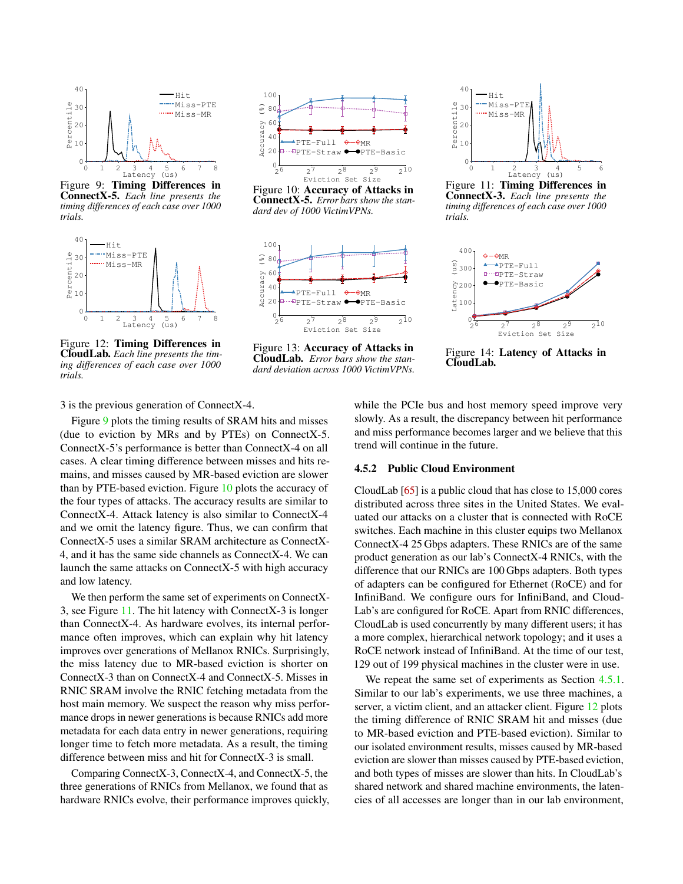Figure 9: **Timing Differences in ConnectX-5.** *Each line presents the timing differences of each case over 1000 trials.*

Figure 10: **Accuracy of Attacks in ConnectX-5.** *Error bars show the standard dev of 1000 VictimVPNs.*

Figure 11: **Timing Differences in ConnectX-3.** *Each line presents the timing differences of each case over 1000 trials.*

Figure 12: **Timing Differences in CloudLab.** *Each line presents the timing differences of each case over 1000 trials.*

Figure 13: **Accuracy of Attacks in CloudLab.** *Error bars show the standard deviation across 1000 VictimVPNs.*

Figure 14: **Latency of Attacks in CloudLab.**

3 is the previous generation of ConnectX-4.

Figure 9 plots the timing results of SRAM hits and misses (due to eviction by MRs and by PTEs) on ConnectX-5. ConnectX-5's performance is better than ConnectX-4 on all cases. A clear timing difference between misses and hits remains, and misses caused by MR-based eviction are slower than by PTE-based eviction. Figure 10 plots the accuracy of the four types of attacks. The accuracy results are similar to ConnectX-4. Attack latency is also similar to ConnectX-4 and we omit the latency figure. Thus, we can confirm that ConnectX-5 uses a similar SRAM architecture as ConnectX-4, and it has the same side channels as ConnectX-4. We can launch the same attacks on ConnectX-5 with high accuracy and low latency.

We then perform the same set of experiments on ConnectX-3, see Figure 11. The hit latency with ConnectX-3 is longer than ConnectX-4. As hardware evolves, its internal performance often improves, which can explain why hit latency improves over generations of Mellanox RNICs. Surprisingly, the miss latency due to MR-based eviction is shorter on ConnectX-3 than on ConnectX-4 and ConnectX-5. Misses in RNIC SRAM involve the RNIC fetching metadata from the host main memory. We suspect the reason why miss performance drops in newer generations is because RNICs add more metadata for each data entry in newer generations, requiring longer time to fetch more metadata. As a result, the timing difference between miss and hit for ConnectX-3 is small.

Comparing ConnectX-3, ConnectX-4, and ConnectX-5, the three generations of RNICs from Mellanox, we found that as hardware RNICs evolve, their performance improves quickly, while the PCIe bus and host memory speed improve very slowly. As a result, the discrepancy between hit performance and miss performance becomes larger and we believe that this trend will continue in the future.

### 4.5.2 Public Cloud Environment

CloudLab [65] is a public cloud that has close to 15,000 cores distributed across three sites in the United States. We evaluated our attacks on a cluster that is connected with RoCE switches. Each machine in this cluster equips two Mellanox ConnectX-4 25 Gbps adapters. These RNICs are of the same product generation as our lab's ConnectX-4 RNICs, with the difference that our RNICs are 100 Gbps adapters. Both types of adapters can be configured for Ethernet (RoCE) and for InfiniBand. We configure ours for InfiniBand, and CloudLab's are configured for RoCE. Apart from RNIC differences, CloudLab is used concurrently by many different users; it has a more complex, hierarchical network topology; and it uses a RoCE network instead of InfiniBand. At the time of our test, 129 out of 199 physical machines in the cluster were in use.

We repeat the same set of experiments as Section 4.5.1. Similar to our lab's experiments, we use three machines, a server, a victim client, and an attacker client. Figure 12 plots the timing difference of RNIC SRAM hit and misses (due to MR-based eviction and PTE-based eviction). Similar to our isolated environment results, misses caused by MR-based eviction are slower than misses caused by PTE-based eviction, and both types of misses are slower than hits. In CloudLab's shared network and shared machine environments, the latencies of all accesses are longer than in our lab environment,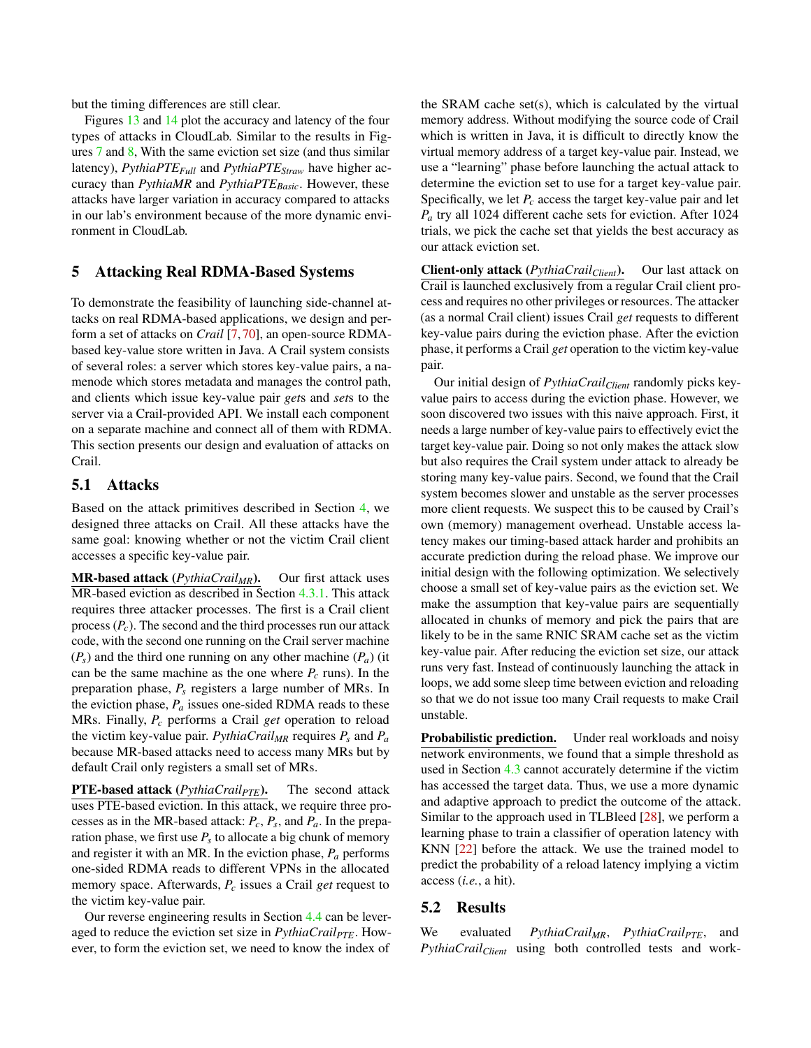but the timing differences are still clear.

Figures 13 and 14 plot the accuracy and latency of the four types of attacks in CloudLab. Similar to the results in Figures 7 and 8, With the same eviction set size (and thus similar latency), *PythiaPTE*$_{Full}$ and *PythiaPTE*$_{Straw}$ have higher accuracy than *PythiaMR* and *PythiaPTE*$_{Basic}$. However, these attacks have larger variation in accuracy compared to attacks in our lab's environment because of the more dynamic environment in CloudLab.

## 5 Attacking Real RDMA-Based Systems

To demonstrate the feasibility of launching side-channel attacks on real RDMA-based applications, we design and perform a set of attacks on *Crail* [7, 70], an open-source RDMA-based key-value store written in Java. A Crail system consists of several roles: a server which stores key-value pairs, a namenode which stores metadata and manages the control path, and clients which issue key-value pair *get*s and *set*s to the server via a Crail-provided API. We install each component on a separate machine and connect all of them with RDMA. This section presents our design and evaluation of attacks on Crail.

### 5.1 Attacks

Based on the attack primitives described in Section 4, we designed three attacks on Crail. All these attacks have the same goal: knowing whether or not the victim Crail client accesses a specific key-value pair.

**MR-based attack (*PythiaCrail*$_{MR}$).** Our first attack uses MR-based eviction as described in Section 4.3.1. This attack requires three attacker processes. The first is a Crail client process ($P_c$). The second and the third processes run our attack code, with the second one running on the Crail server machine ($P_s$) and the third one running on any other machine ($P_a$) (it can be the same machine as the one where $P_c$ runs). In the preparation phase, $P_s$ registers a large number of MRs. In the eviction phase, $P_a$ issues one-sided RDMA reads to these MRs. Finally, $P_c$ performs a Crail *get* operation to reload the victim key-value pair. *PythiaCrail*$_{MR}$ requires $P_s$ and $P_a$ because MR-based attacks need to access many MRs but by default Crail only registers a small set of MRs.

**PTE-based attack (*PythiaCrail*$_{PTE}$).** The second attack uses PTE-based eviction. In this attack, we require three processes as in the MR-based attack: $P_c$, $P_s$, and $P_a$. In the preparation phase, we first use $P_s$ to allocate a big chunk of memory and register it with an MR. In the eviction phase, $P_a$ performs one-sided RDMA reads to different VPNs in the allocated memory space. Afterwards, $P_c$ issues a Crail *get* request to the victim key-value pair.

Our reverse engineering results in Section 4.4 can be leveraged to reduce the eviction set size in *PythiaCrail*$_{PTE}$. However, to form the eviction set, we need to know the index of the SRAM cache set(s), which is calculated by the virtual memory address. Without modifying the source code of Crail which is written in Java, it is difficult to directly know the virtual memory address of a target key-value pair. Instead, we use a "learning" phase before launching the actual attack to determine the eviction set to use for a target key-value pair. Specifically, we let $P_c$ access the target key-value pair and let $P_a$ try all 1024 different cache sets for eviction. After 1024 trials, we pick the cache set that yields the best accuracy as our attack eviction set.

**Client-only attack (*PythiaCrail*$_{Client}$).** Our last attack on Crail is launched exclusively from a regular Crail client process and requires no other privileges or resources. The attacker (as a normal Crail client) issues Crail *get* requests to different key-value pairs during the eviction phase. After the eviction phase, it performs a Crail *get* operation to the victim key-value pair.

Our initial design of *PythiaCrail*$_{Client}$ randomly picks key-value pairs to access during the eviction phase. However, we soon discovered two issues with this naive approach. First, it needs a large number of key-value pairs to effectively evict the target key-value pair. Doing so not only makes the attack slow but also requires the Crail system under attack to already be storing many key-value pairs. Second, we found that the Crail system becomes slower and unstable as the server processes more client requests. We suspect this to be caused by Crail's own (memory) management overhead. Unstable access latency makes our timing-based attack harder and prohibits an accurate prediction during the reload phase. We improve our initial design with the following optimization. We selectively choose a small set of key-value pairs as the eviction set. We make the assumption that key-value pairs are sequentially allocated in chunks of memory and pick the pairs that are likely to be in the same RNIC SRAM cache set as the victim key-value pair. After reducing the eviction set size, our attack runs very fast. Instead of continuously launching the attack in loops, we add some sleep time between eviction and reloading so that we do not issue too many Crail requests to make Crail unstable.

**Probabilistic prediction.** Under real workloads and noisy network environments, we found that a simple threshold as used in Section 4.3 cannot accurately determine if the victim has accessed the target data. Thus, we use a more dynamic and adaptive approach to predict the outcome of the attack. Similar to the approach used in TLBleed [28], we perform a learning phase to train a classifier of operation latency with KNN [22] before the attack. We use the trained model to predict the probability of a reload latency implying a victim access (*i.e.*, a hit).

### 5.2 Results

We evaluated *PythiaCrail*$_{MR}$, *PythiaCrail*$_{PTE}$, and *PythiaCrail*$_{Client}$ using both controlled tests and work-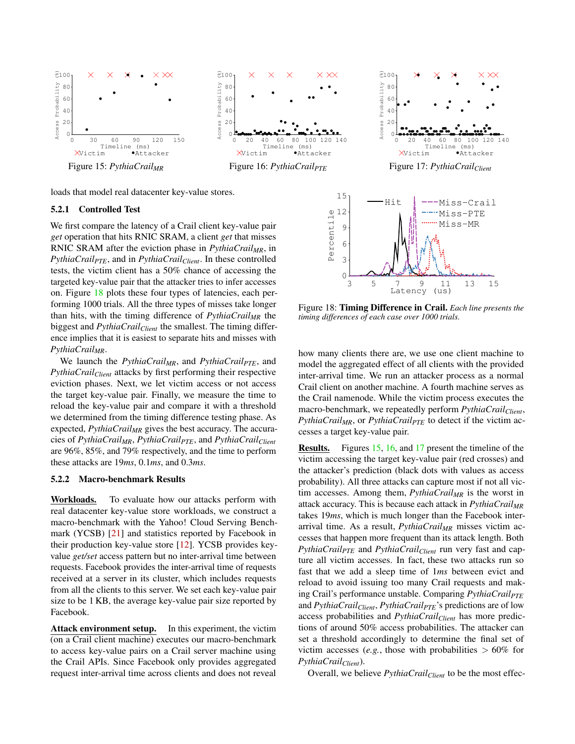Figure 15: *PythiaCrail*$_{MR}$

Figure 16: *PythiaCrail*$_{PTE}$

Figure 17: *PythiaCrail*$_{Client}$

loads that model real datacenter key-value stores.

### 5.2.1 Controlled Test

We first compare the latency of a Crail client key-value pair *get* operation that hits RNIC SRAM, a client *get* that misses RNIC SRAM after the eviction phase in *PythiaCrail*$_{MR}$, in *PythiaCrail*$_{PTE}$, and in *PythiaCrail*$_{Client}$. In these controlled tests, the victim client has a 50% chance of accessing the targeted key-value pair that the attacker tries to infer accesses on. Figure 18 plots these four types of latencies, each performing 1000 trials. All the three types of misses take longer than hits, with the timing difference of *PythiaCrail*$_{MR}$ the biggest and *PythiaCrail*$_{Client}$ the smallest. The timing difference implies that it is easiest to separate hits and misses with *PythiaCrail*$_{MR}$.

We launch the *PythiaCrail*$_{MR}$, and *PythiaCrail*$_{PTE}$, and *PythiaCrail*$_{Client}$ attacks by first performing their respective eviction phases. Next, we let victim access or not access the target key-value pair. Finally, we measure the time to reload the key-value pair and compare it with a threshold we determined from the timing difference testing phase. As expected, *PythiaCrail*$_{MR}$ gives the best accuracy. The accuracies of *PythiaCrail*$_{MR}$, *PythiaCrail*$_{PTE}$, and *PythiaCrail*$_{Client}$ are 96%, 85%, and 79% respectively, and the time to perform these attacks are 19*ms*, 0.1*ms*, and 0.3*ms*.

### 5.2.2 Macro-benchmark Results

**Workloads.** To evaluate how our attacks perform with real datacenter key-value store workloads, we construct a macro-benchmark with the Yahoo! Cloud Serving Benchmark (YCSB) [21] and statistics reported by Facebook in their production key-value store [12]. YCSB provides key-value *get/set* access pattern but no inter-arrival time between requests. Facebook provides the inter-arrival time of requests received at a server in its cluster, which includes requests from all the clients to this server. We set each key-value pair size to be 1 KB, the average key-value pair size reported by Facebook.

**Attack environment setup.** In this experiment, the victim (on a Crail client machine) executes our macro-benchmark to access key-value pairs on a Crail server machine using the Crail APIs. Since Facebook only provides aggregated request inter-arrival time across clients and does not reveal how many clients there are, we use one client machine to model the aggregated effect of all clients with the provided inter-arrival time. We run an attacker process as a normal Crail client on another machine. A fourth machine serves as the Crail namenode. While the victim process executes the macro-benchmark, we repeatedly perform *PythiaCrail*$_{Client}$, *PythiaCrail*$_{MR}$, or *PythiaCrail*$_{PTE}$ to detect if the victim accesses a target key-value pair.

Figure 18: **Timing Difference in Crail.** *Each line presents the timing differences of each case over 1000 trials.*

**Results.** Figures 15, 16, and 17 present the timeline of the victim accessing the target key-value pair (red crosses) and the attacker's prediction (black dots with values as access probability). All three attacks can capture most if not all victim accesses. Among them, *PythiaCrail*$_{MR}$ is the worst in attack accuracy. This is because each attack in *PythiaCrail*$_{MR}$ takes 19*ms*, which is much longer than the Facebook inter-arrival time. As a result, *PythiaCrail*$_{MR}$ misses victim accesses that happen more frequent than its attack length. Both *PythiaCrail*$_{PTE}$ and *PythiaCrail*$_{Client}$ run very fast and capture all victim accesses. In fact, these two attacks run so fast that we add a sleep time of 1*ms* between evict and reload to avoid issuing too many Crail requests and making Crail's performance unstable. Comparing *PythiaCrail*$_{PTE}$ and *PythiaCrail*$_{Client}$, *PythiaCrail*$_{PTE}$'s predictions are of low access probabilities and *PythiaCrail*$_{Client}$ has more predictions of around 50% access probabilities. The attacker can set a threshold accordingly to determine the final set of victim accesses (*e.g.*, those with probabilities $> 60\%$ for *PythiaCrail*$_{Client}$).

Overall, we believe *PythiaCrail*$_{Client}$ to be the most effec-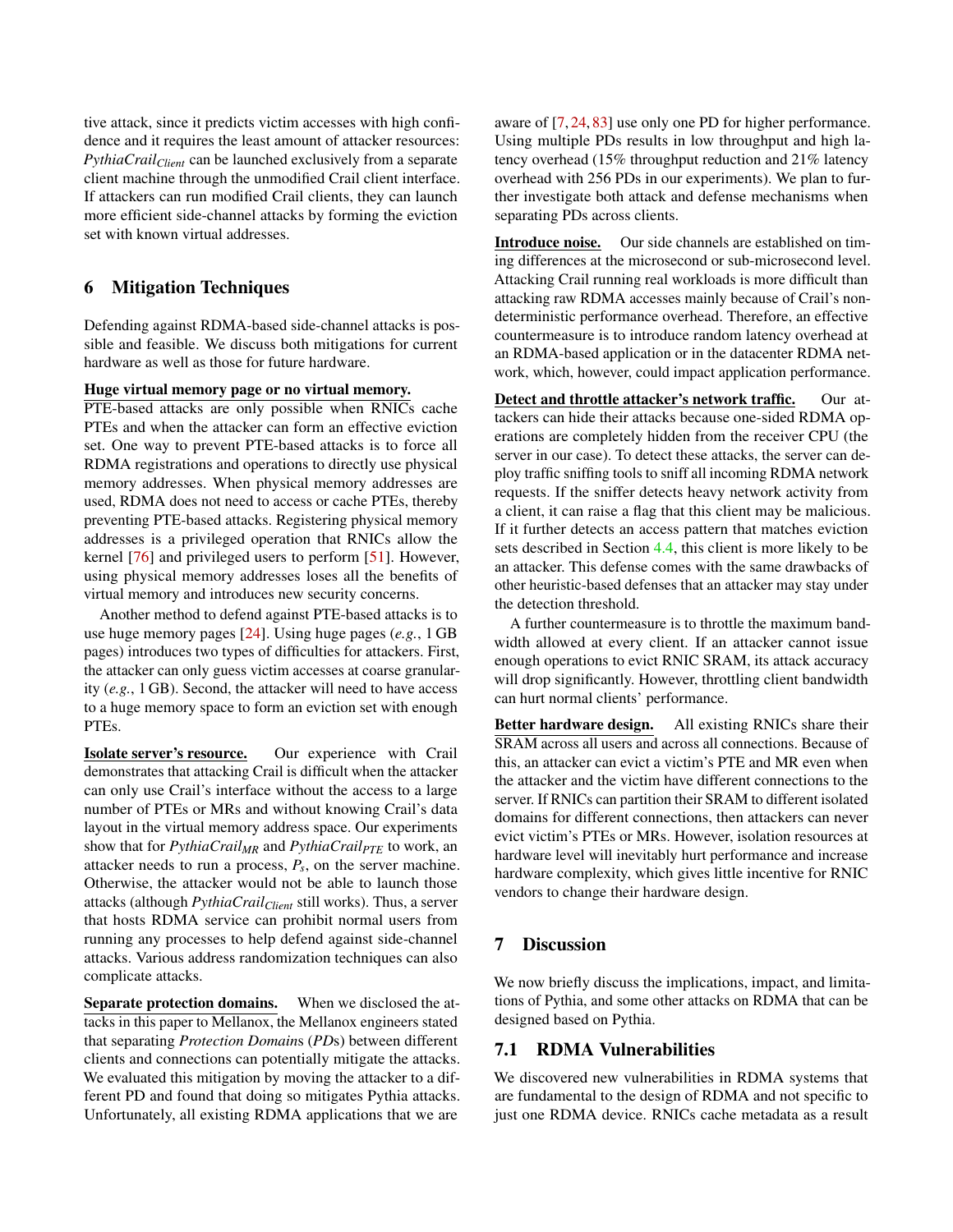tive attack, since it predicts victim accesses with high confidence and it requires the least amount of attacker resources: $PythiaCrail_{Client}$ can be launched exclusively from a separate client machine through the unmodified Crail client interface. If attackers can run modified Crail clients, they can launch more efficient side-channel attacks by forming the eviction set with known virtual addresses.

## 6 Mitigation Techniques

Defending against RDMA-based side-channel attacks is possible and feasible. We discuss both mitigations for current hardware as well as those for future hardware.

**Huge virtual memory page or no virtual memory.** PTE-based attacks are only possible when RNICs cache PTEs and when the attacker can form an effective eviction set. One way to prevent PTE-based attacks is to force all RDMA registrations and operations to directly use physical memory addresses. When physical memory addresses are used, RDMA does not need to access or cache PTEs, thereby preventing PTE-based attacks. Registering physical memory addresses is a privileged operation that RNICs allow the kernel [76] and privileged users to perform [51]. However, using physical memory addresses loses all the benefits of virtual memory and introduces new security concerns.

Another method to defend against PTE-based attacks is to use huge memory pages [24]. Using huge pages (*e.g.*, 1 GB pages) introduces two types of difficulties for attackers. First, the attacker can only guess victim accesses at coarse granularity (*e.g.*, 1 GB). Second, the attacker will need to have access to a huge memory space to form an eviction set with enough PTEs.

**Isolate server's resource.** Our experience with Crail demonstrates that attacking Crail is difficult when the attacker can only use Crail's interface without the access to a large number of PTEs or MRs and without knowing Crail's data layout in the virtual memory address space. Our experiments show that for $PythiaCrail_{MR}$ and $PythiaCrail_{PTE}$ to work, an attacker needs to run a process, $P_s$, on the server machine. Otherwise, the attacker would not be able to launch those attacks (although $PythiaCrail_{Client}$ still works). Thus, a server that hosts RDMA service can prohibit normal users from running any processes to help defend against side-channel attacks. Various address randomization techniques can also complicate attacks.

**Separate protection domains.** When we disclosed the attacks in this paper to Mellanox, the Mellanox engineers stated that separating *Protection Domain*s (*PD*s) between different clients and connections can potentially mitigate the attacks. We evaluated this mitigation by moving the attacker to a different PD and found that doing so mitigates Pythia attacks. Unfortunately, all existing RDMA applications that we are aware of [7, 24, 83] use only one PD for higher performance. Using multiple PDs results in low throughput and high latency overhead (15% throughput reduction and 21% latency overhead with 256 PDs in our experiments). We plan to further investigate both attack and defense mechanisms when separating PDs across clients.

**Introduce noise.** Our side channels are established on timing differences at the microsecond or sub-microsecond level. Attacking Crail running real workloads is more difficult than attacking raw RDMA accesses mainly because of Crail's non-deterministic performance overhead. Therefore, an effective countermeasure is to introduce random latency overhead at an RDMA-based application or in the datacenter RDMA network, which, however, could impact application performance.

**Detect and throttle attacker's network traffic.** Our attackers can hide their attacks because one-sided RDMA operations are completely hidden from the receiver CPU (the server in our case). To detect these attacks, the server can deploy traffic sniffing tools to sniff all incoming RDMA network requests. If the sniffer detects heavy network activity from a client, it can raise a flag that this client may be malicious. If it further detects an access pattern that matches eviction sets described in Section 4.4, this client is more likely to be an attacker. This defense comes with the same drawbacks of other heuristic-based defenses that an attacker may stay under the detection threshold.

A further countermeasure is to throttle the maximum bandwidth allowed at every client. If an attacker cannot issue enough operations to evict RNIC SRAM, its attack accuracy will drop significantly. However, throttling client bandwidth can hurt normal clients' performance.

**Better hardware design.** All existing RNICs share their SRAM across all users and across all connections. Because of this, an attacker can evict a victim's PTE and MR even when the attacker and the victim have different connections to the server. If RNICs can partition their SRAM to different isolated domains for different connections, then attackers can never evict victim's PTEs or MRs. However, isolation resources at hardware level will inevitably hurt performance and increase hardware complexity, which gives little incentive for RNIC vendors to change their hardware design.

## 7 Discussion

We now briefly discuss the implications, impact, and limitations of Pythia, and some other attacks on RDMA that can be designed based on Pythia.

### 7.1 RDMA Vulnerabilities

We discovered new vulnerabilities in RDMA systems that are fundamental to the design of RDMA and not specific to just one RDMA device. RNICs cache metadata as a result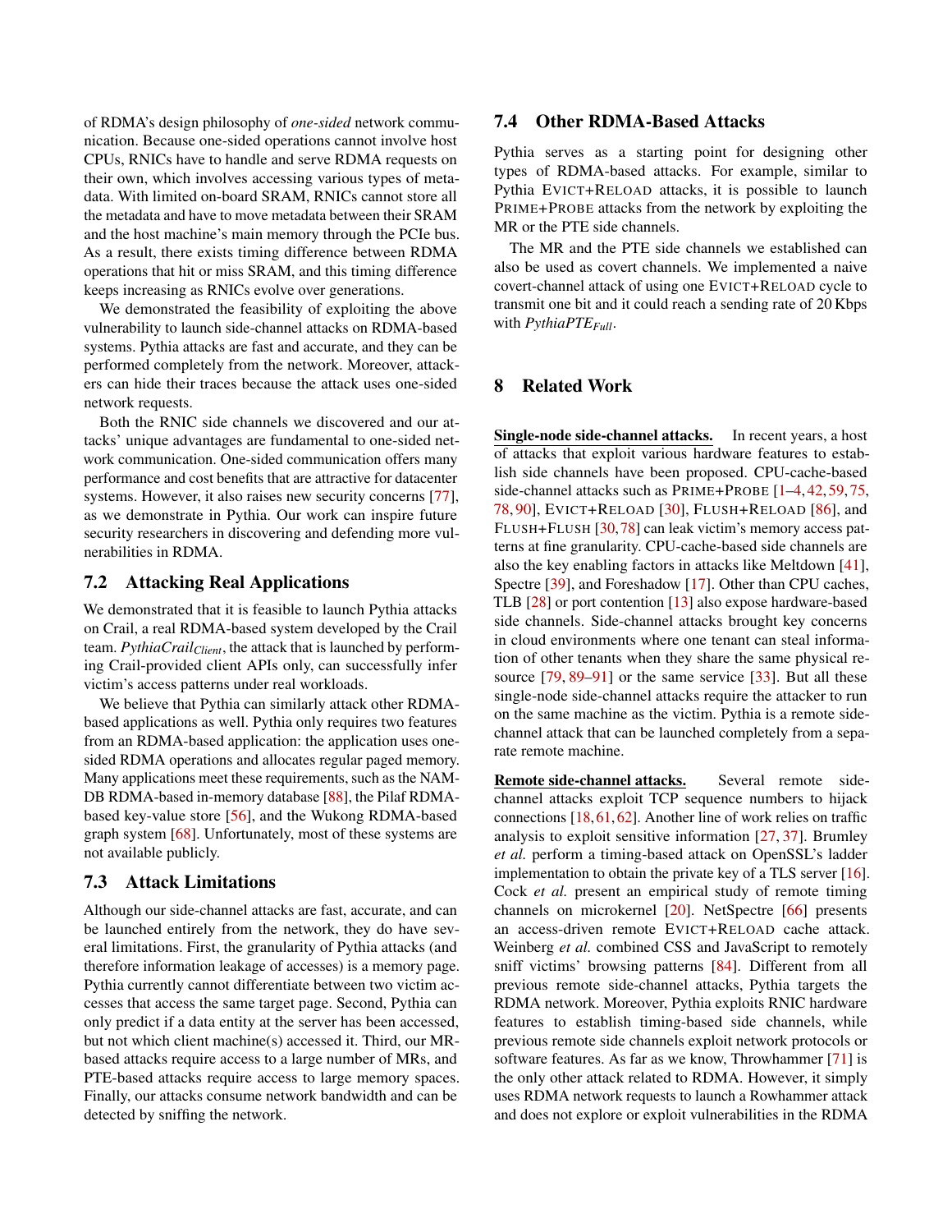of RDMA's design philosophy of *one-sided* network communication. Because one-sided operations cannot involve host CPUs, RNICs have to handle and serve RDMA requests on their own, which involves accessing various types of metadata. With limited on-board SRAM, RNICs cannot store all the metadata and have to move metadata between their SRAM and the host machine's main memory through the PCIe bus. As a result, there exists timing difference between RDMA operations that hit or miss SRAM, and this timing difference keeps increasing as RNICs evolve over generations.

We demonstrated the feasibility of exploiting the above vulnerability to launch side-channel attacks on RDMA-based systems. Pythia attacks are fast and accurate, and they can be performed completely from the network. Moreover, attackers can hide their traces because the attack uses one-sided network requests.

Both the RNIC side channels we discovered and our attacks' unique advantages are fundamental to one-sided network communication. One-sided communication offers many performance and cost benefits that are attractive for datacenter systems. However, it also raises new security concerns [77], as we demonstrate in Pythia. Our work can inspire future security researchers in discovering and defending more vulnerabilities in RDMA.

## 7.2 Attacking Real Applications

We demonstrated that it is feasible to launch Pythia attacks on Crail, a real RDMA-based system developed by the Crail team. $PythiaCrail_{Client}$, the attack that is launched by performing Crail-provided client APIs only, can successfully infer victim's access patterns under real workloads.

We believe that Pythia can similarly attack other RDMA-based applications as well. Pythia only requires two features from an RDMA-based application: the application uses one-sided RDMA operations and allocates regular paged memory. Many applications meet these requirements, such as the NAM-DB RDMA-based in-memory database [88], the Pilaf RDMA-based key-value store [56], and the Wukong RDMA-based graph system [68]. Unfortunately, most of these systems are not available publicly.

## 7.3 Attack Limitations

Although our side-channel attacks are fast, accurate, and can be launched entirely from the network, they do have several limitations. First, the granularity of Pythia attacks (and therefore information leakage of accesses) is a memory page. Pythia currently cannot differentiate between two victim accesses that access the same target page. Second, Pythia can only predict if a data entity at the server has been accessed, but not which client machine(s) accessed it. Third, our MR-based attacks require access to a large number of MRs, and PTE-based attacks require access to large memory spaces. Finally, our attacks consume network bandwidth and can be detected by sniffing the network.

## 7.4 Other RDMA-Based Attacks

Pythia serves as a starting point for designing other types of RDMA-based attacks. For example, similar to Pythia EVICT+RELOAD attacks, it is possible to launch PRIME+PROBE attacks from the network by exploiting the MR or the PTE side channels.

The MR and the PTE side channels we established can also be used as covert channels. We implemented a naive covert-channel attack of using one EVICT+RELOAD cycle to transmit one bit and it could reach a sending rate of 20 Kbps with $PythiaPTE_{Full}$.

# 8 Related Work

**Single-node side-channel attacks.** In recent years, a host of attacks that exploit various hardware features to establish side channels have been proposed. CPU-cache-based side-channel attacks such as PRIME+PROBE [1–4, 42, 59, 75, 78, 90], EVICT+RELOAD [30], FLUSH+RELOAD [86], and FLUSH+FLUSH [30, 78] can leak victim's memory access patterns at fine granularity. CPU-cache-based side channels are also the key enabling factors in attacks like Meltdown [41], Spectre [39], and Foreshadow [17]. Other than CPU caches, TLB [28] or port contention [13] also expose hardware-based side channels. Side-channel attacks brought key concerns in cloud environments where one tenant can steal information of other tenants when they share the same physical resource [79, 89–91] or the same service [33]. But all these single-node side-channel attacks require the attacker to run on the same machine as the victim. Pythia is a remote side-channel attack that can be launched completely from a separate remote machine.

**Remote side-channel attacks.** Several remote side-channel attacks exploit TCP sequence numbers to hijack connections [18, 61, 62]. Another line of work relies on traffic analysis to exploit sensitive information [27, 37]. Brumley *et al.* perform a timing-based attack on OpenSSL's ladder implementation to obtain the private key of a TLS server [16]. Cock *et al.* present an empirical study of remote timing channels on microkernel [20]. NetSpectre [66] presents an access-driven remote EVICT+RELOAD cache attack. Weinberg *et al.* combined CSS and JavaScript to remotely sniff victims' browsing patterns [84]. Different from all previous remote side-channel attacks, Pythia targets the RDMA network. Moreover, Pythia exploits RNIC hardware features to establish timing-based side channels, while previous remote side channels exploit network protocols or software features. As far as we know, Throwhammer [71] is the only other attack related to RDMA. However, it simply uses RDMA network requests to launch a Rowhammer attack and does not explore or exploit vulnerabilities in the RDMA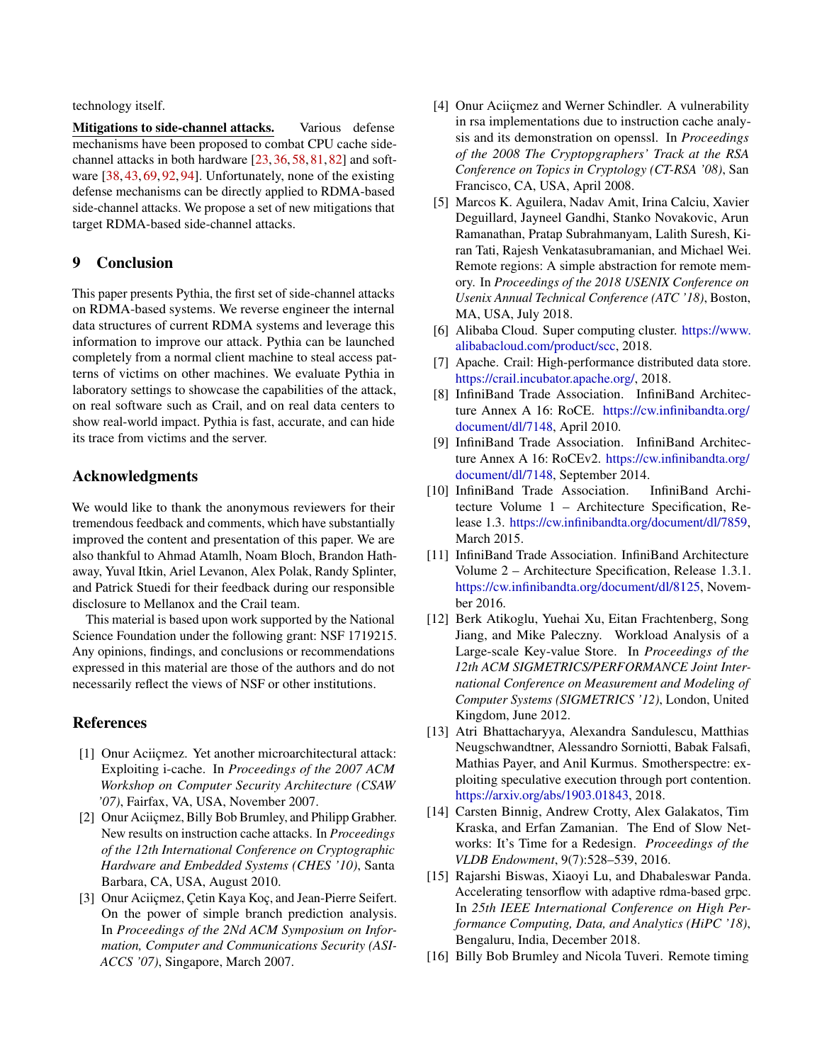technology itself.

**Mitigations to side-channel attacks.** Various defense mechanisms have been proposed to combat CPU cache side-channel attacks in both hardware [23, 36, 58, 81, 82] and software [38, 43, 69, 92, 94]. Unfortunately, none of the existing defense mechanisms can be directly applied to RDMA-based side-channel attacks. We propose a set of new mitigations that target RDMA-based side-channel attacks.

## 9 Conclusion

This paper presents Pythia, the first set of side-channel attacks on RDMA-based systems. We reverse engineer the internal data structures of current RDMA systems and leverage this information to improve our attack. Pythia can be launched completely from a normal client machine to steal access patterns of victims on other machines. We evaluate Pythia in laboratory settings to showcase the capabilities of the attack, on real software such as Crail, and on real data centers to show real-world impact. Pythia is fast, accurate, and can hide its trace from victims and the server.

## Acknowledgments

We would like to thank the anonymous reviewers for their tremendous feedback and comments, which have substantially improved the content and presentation of this paper. We are also thankful to Ahmad Atamlh, Noam Bloch, Brandon Hathaway, Yuval Itkin, Ariel Levanon, Alex Polak, Randy Splinter, and Patrick Stuedi for their feedback during our responsible disclosure to Mellanox and the Crail team.

This material is based upon work supported by the National Science Foundation under the following grant: NSF 1719215. Any opinions, findings, and conclusions or recommendations expressed in this material are those of the authors and do not necessarily reflect the views of NSF or other institutions.

## References

[1] Onur Aciiçmez. Yet another microarchitectural attack: Exploiting i-cache. In *Proceedings of the 2007 ACM Workshop on Computer Security Architecture (CSAW '07)*, Fairfax, VA, USA, November 2007.

[2] Onur Aciiçmez, Billy Bob Brumley, and Philipp Grabher. New results on instruction cache attacks. In *Proceedings of the 12th International Conference on Cryptographic Hardware and Embedded Systems (CHES '10)*, Santa Barbara, CA, USA, August 2010.

[3] Onur Aciiçmez, Çetin Kaya Koç, and Jean-Pierre Seifert. On the power of simple branch prediction analysis. In *Proceedings of the 2Nd ACM Symposium on Information, Computer and Communications Security (ASIACCS '07)*, Singapore, March 2007.

[4] Onur Aciiçmez and Werner Schindler. A vulnerability in rsa implementations due to instruction cache analysis and its demonstration on openssl. In *Proceedings of the 2008 The Cryptopgraphers' Track at the RSA Conference on Topics in Cryptology (CT-RSA '08)*, San Francisco, CA, USA, April 2008.

[5] Marcos K. Aguilera, Nadav Amit, Irina Calciu, Xavier Deguillard, Jayneel Gandhi, Stanko Novakovic, Arun Ramanathan, Pratap Subrahmanyam, Lalith Suresh, Kiran Tati, Rajesh Venkatasubramanian, and Michael Wei. Remote regions: A simple abstraction for remote memory. In *Proceedings of the 2018 USENIX Conference on Usenix Annual Technical Conference (ATC '18)*, Boston, MA, USA, July 2018.

[6] Alibaba Cloud. Super computing cluster. https://www.alibabacloud.com/product/scc, 2018.

[7] Apache. Crail: High-performance distributed data store. https://crail.incubator.apache.org/, 2018.

[8] InfiniBand Trade Association. InfiniBand Architecture Annex A 16: RoCE. https://cw.infinibandta.org/document/dl/7148, April 2010.

[9] InfiniBand Trade Association. InfiniBand Architecture Annex A 16: RoCEv2. https://cw.infinibandta.org/document/dl/7148, September 2014.

[10] InfiniBand Trade Association. InfiniBand Architecture Volume 1 – Architecture Specification, Release 1.3. https://cw.infinibandta.org/document/dl/7859, March 2015.

[11] InfiniBand Trade Association. InfiniBand Architecture Volume 2 – Architecture Specification, Release 1.3.1. https://cw.infinibandta.org/document/dl/8125, November 2016.

[12] Berk Atikoglu, Yuehai Xu, Eitan Frachtenberg, Song Jiang, and Mike Paleczny. Workload Analysis of a Large-scale Key-value Store. In *Proceedings of the 12th ACM SIGMETRICS/PERFORMANCE Joint International Conference on Measurement and Modeling of Computer Systems (SIGMETRICS '12)*, London, United Kingdom, June 2012.

[13] Atri Bhattacharyya, Alexandra Sandulescu, Matthias Neugschwandtner, Alessandro Sorniotti, Babak Falsafi, Mathias Payer, and Anil Kurmus. Smotherspectre: exploiting speculative execution through port contention. https://arxiv.org/abs/1903.01843, 2018.

[14] Carsten Binnig, Andrew Crotty, Alex Galakatos, Tim Kraska, and Erfan Zamanian. The End of Slow Networks: It's Time for a Redesign. *Proceedings of the VLDB Endowment*, 9(7):528–539, 2016.

[15] Rajarshi Biswas, Xiaoyi Lu, and Dhabaleswar Panda. Accelerating tensorflow with adaptive rdma-based grpc. In *25th IEEE International Conference on High Performance Computing, Data, and Analytics (HiPC '18)*, Bengaluru, India, December 2018.

[16] Billy Bob Brumley and Nicola Tuveri. Remote timing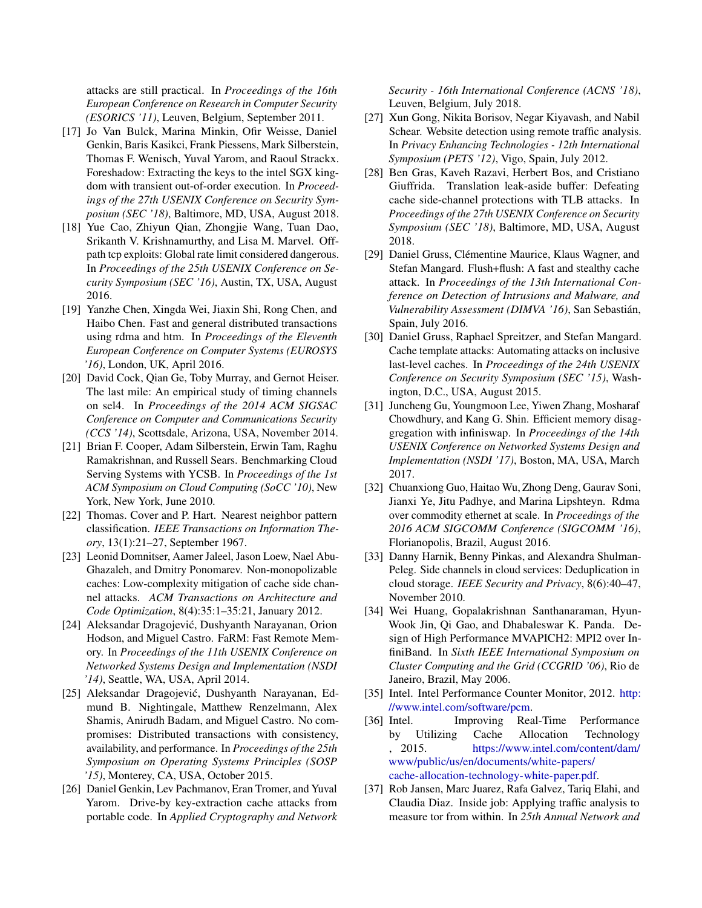attacks are still practical. In *Proceedings of the 16th European Conference on Research in Computer Security (ESORICS '11)*, Leuven, Belgium, September 2011.

[17] Jo Van Bulck, Marina Minkin, Ofir Weisse, Daniel Genkin, Baris Kasikci, Frank Piessens, Mark Silberstein, Thomas F. Wenisch, Yuval Yarom, and Raoul Strackx. Foreshadow: Extracting the keys to the intel SGX kingdom with transient out-of-order execution. In *Proceedings of the 27th USENIX Conference on Security Symposium (SEC '18)*, Baltimore, MD, USA, August 2018.

[18] Yue Cao, Zhiyun Qian, Zhongjie Wang, Tuan Dao, Srikanth V. Krishnamurthy, and Lisa M. Marvel. Off-path tcp exploits: Global rate limit considered dangerous. In *Proceedings of the 25th USENIX Conference on Security Symposium (SEC '16)*, Austin, TX, USA, August 2016.

[19] Yanzhe Chen, Xingda Wei, Jiaxin Shi, Rong Chen, and Haibo Chen. Fast and general distributed transactions using rdma and htm. In *Proceedings of the Eleventh European Conference on Computer Systems (EUROSYS '16)*, London, UK, April 2016.

[20] David Cock, Qian Ge, Toby Murray, and Gernot Heiser. The last mile: An empirical study of timing channels on sel4. In *Proceedings of the 2014 ACM SIGSAC Conference on Computer and Communications Security (CCS '14)*, Scottsdale, Arizona, USA, November 2014.

[21] Brian F. Cooper, Adam Silberstein, Erwin Tam, Raghu Ramakrishnan, and Russell Sears. Benchmarking Cloud Serving Systems with YCSB. In *Proceedings of the 1st ACM Symposium on Cloud Computing (SoCC '10)*, New York, New York, June 2010.

[22] Thomas. Cover and P. Hart. Nearest neighbor pattern classification. *IEEE Transactions on Information Theory*, 13(1):21–27, September 1967.

[23] Leonid Domnitser, Aamer Jaleel, Jason Loew, Nael Abu-Ghazaleh, and Dmitry Ponomarev. Non-monopolizable caches: Low-complexity mitigation of cache side channel attacks. *ACM Transactions on Architecture and Code Optimization*, 8(4):35:1–35:21, January 2012.

[24] Aleksandar Dragojević, Dushyanth Narayanan, Orion Hodson, and Miguel Castro. FaRM: Fast Remote Memory. In *Proceedings of the 11th USENIX Conference on Networked Systems Design and Implementation (NSDI '14)*, Seattle, WA, USA, April 2014.

[25] Aleksandar Dragojević, Dushyanth Narayanan, Edmund B. Nightingale, Matthew Renzelmann, Alex Shamis, Anirudh Badam, and Miguel Castro. No compromises: Distributed transactions with consistency, availability, and performance. In *Proceedings of the 25th Symposium on Operating Systems Principles (SOSP '15)*, Monterey, CA, USA, October 2015.

[26] Daniel Genkin, Lev Pachmanov, Eran Tromer, and Yuval Yarom. Drive-by key-extraction cache attacks from portable code. In *Applied Cryptography and Network Security - 16th International Conference (ACNS '18)*, Leuven, Belgium, July 2018.

[27] Xun Gong, Nikita Borisov, Negar Kiyavash, and Nabil Schear. Website detection using remote traffic analysis. In *Privacy Enhancing Technologies - 12th International Symposium (PETS '12)*, Vigo, Spain, July 2012.

[28] Ben Gras, Kaveh Razavi, Herbert Bos, and Cristiano Giuffrida. Translation leak-aside buffer: Defeating cache side-channel protections with TLB attacks. In *Proceedings of the 27th USENIX Conference on Security Symposium (SEC '18)*, Baltimore, MD, USA, August 2018.

[29] Daniel Gruss, Clémentine Maurice, Klaus Wagner, and Stefan Mangard. Flush+flush: A fast and stealthy cache attack. In *Proceedings of the 13th International Conference on Detection of Intrusions and Malware, and Vulnerability Assessment (DIMVA '16)*, San Sebastián, Spain, July 2016.

[30] Daniel Gruss, Raphael Spreitzer, and Stefan Mangard. Cache template attacks: Automating attacks on inclusive last-level caches. In *Proceedings of the 24th USENIX Conference on Security Symposium (SEC '15)*, Washington, D.C., USA, August 2015.

[31] Juncheng Gu, Youngmoon Lee, Yiwen Zhang, Mosharaf Chowdhury, and Kang G. Shin. Efficient memory disaggregation with infiniswap. In *Proceedings of the 14th USENIX Conference on Networked Systems Design and Implementation (NSDI '17)*, Boston, MA, USA, March 2017.

[32] Chuanxiong Guo, Haitao Wu, Zhong Deng, Gaurav Soni, Jianxi Ye, Jitu Padhye, and Marina Lipshteyn. Rdma over commodity ethernet at scale. In *Proceedings of the 2016 ACM SIGCOMM Conference (SIGCOMM '16)*, Florianopolis, Brazil, August 2016.

[33] Danny Harnik, Benny Pinkas, and Alexandra Shulman-Peleg. Side channels in cloud services: Deduplication in cloud storage. *IEEE Security and Privacy*, 8(6):40–47, November 2010.

[34] Wei Huang, Gopalakrishnan Santhanaraman, Hyun-Wook Jin, Qi Gao, and Dhabaleswar K. Panda. Design of High Performance MVAPICH2: MPI2 over InfiniBand. In *Sixth IEEE International Symposium on Cluster Computing and the Grid (CCGRID '06)*, Rio de Janeiro, Brazil, May 2006.

[35] Intel. Intel Performance Counter Monitor, 2012. http://www.intel.com/software/pcm.

[36] Intel. Improving Real-Time Performance by Utilizing Cache Allocation Technology , 2015. https://www.intel.com/content/dam/www/public/us/en/documents/white-papers/cache-allocation-technology-white-paper.pdf.

[37] Rob Jansen, Marc Juarez, Rafa Galvez, Tariq Elahi, and Claudia Diaz. Inside job: Applying traffic analysis to measure tor from within. In *25th Annual Network and*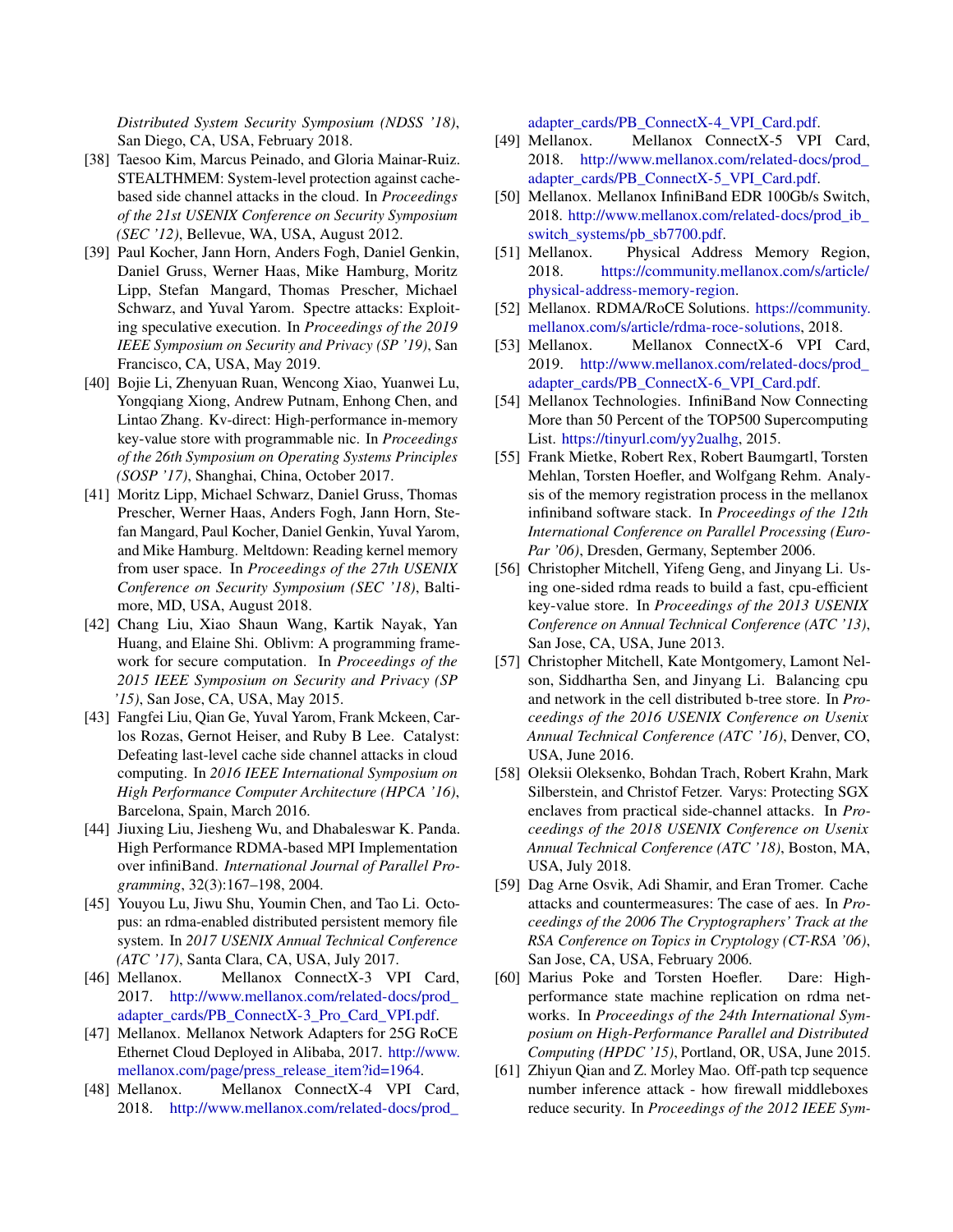*Distributed System Security Symposium (NDSS '18)*, San Diego, CA, USA, February 2018.

[38] Taesoo Kim, Marcus Peinado, and Gloria Mainar-Ruiz. STEALTHMEM: System-level protection against cache-based side channel attacks in the cloud. In *Proceedings of the 21st USENIX Conference on Security Symposium (SEC '12)*, Bellevue, WA, USA, August 2012.

[39] Paul Kocher, Jann Horn, Anders Fogh, Daniel Genkin, Daniel Gruss, Werner Haas, Mike Hamburg, Moritz Lipp, Stefan Mangard, Thomas Prescher, Michael Schwarz, and Yuval Yarom. Spectre attacks: Exploiting speculative execution. In *Proceedings of the 2019 IEEE Symposium on Security and Privacy (SP '19)*, San Francisco, CA, USA, May 2019.

[40] Bojie Li, Zhenyuan Ruan, Wencong Xiao, Yuanwei Lu, Yongqiang Xiong, Andrew Putnam, Enhong Chen, and Lintao Zhang. Kv-direct: High-performance in-memory key-value store with programmable nic. In *Proceedings of the 26th Symposium on Operating Systems Principles (SOSP '17)*, Shanghai, China, October 2017.

[41] Moritz Lipp, Michael Schwarz, Daniel Gruss, Thomas Prescher, Werner Haas, Anders Fogh, Jann Horn, Stefan Mangard, Paul Kocher, Daniel Genkin, Yuval Yarom, and Mike Hamburg. Meltdown: Reading kernel memory from user space. In *Proceedings of the 27th USENIX Conference on Security Symposium (SEC '18)*, Baltimore, MD, USA, August 2018.

[42] Chang Liu, Xiao Shaun Wang, Kartik Nayak, Yan Huang, and Elaine Shi. Oblivm: A programming framework for secure computation. In *Proceedings of the 2015 IEEE Symposium on Security and Privacy (SP '15)*, San Jose, CA, USA, May 2015.

[43] Fangfei Liu, Qian Ge, Yuval Yarom, Frank Mckeen, Carlos Rozas, Gernot Heiser, and Ruby B Lee. Catalyst: Defeating last-level cache side channel attacks in cloud computing. In *2016 IEEE International Symposium on High Performance Computer Architecture (HPCA '16)*, Barcelona, Spain, March 2016.

[44] Jiuxing Liu, Jiesheng Wu, and Dhabaleswar K. Panda. High Performance RDMA-based MPI Implementation over infiniBand. *International Journal of Parallel Programming*, 32(3):167–198, 2004.

[45] Youyou Lu, Jiwu Shu, Youmin Chen, and Tao Li. Octopus: an rdma-enabled distributed persistent memory file system. In *2017 USENIX Annual Technical Conference (ATC '17)*, Santa Clara, CA, USA, July 2017.

[46] Mellanox. Mellanox ConnectX-3 VPI Card, 2017. http://www.mellanox.com/related-docs/prod_adapter_cards/PB_ConnectX-3_Pro_Card_VPI.pdf.

[47] Mellanox. Mellanox Network Adapters for 25G RoCE Ethernet Cloud Deployed in Alibaba, 2017. http://www.mellanox.com/page/press_release_item?id=1964.

[48] Mellanox. Mellanox ConnectX-4 VPI Card, 2018. http://www.mellanox.com/related-docs/prod_adapter_cards/PB_ConnectX-4_VPI_Card.pdf.

[49] Mellanox. Mellanox ConnectX-5 VPI Card, 2018. http://www.mellanox.com/related-docs/prod_adapter_cards/PB_ConnectX-5_VPI_Card.pdf.

[50] Mellanox. Mellanox InfiniBand EDR 100Gb/s Switch, 2018. http://www.mellanox.com/related-docs/prod_ib_switch_systems/pb_sb7700.pdf.

[51] Mellanox. Physical Address Memory Region, 2018. https://community.mellanox.com/s/article/physical-address-memory-region.

[52] Mellanox. RDMA/RoCE Solutions. https://community.mellanox.com/s/article/rdma-roce-solutions, 2018.

[53] Mellanox. Mellanox ConnectX-6 VPI Card, 2019. http://www.mellanox.com/related-docs/prod_adapter_cards/PB_ConnectX-6_VPI_Card.pdf.

[54] Mellanox Technologies. InfiniBand Now Connecting More than 50 Percent of the TOP500 Supercomputing List. https://tinyurl.com/yy2ualhg, 2015.

[55] Frank Mietke, Robert Rex, Robert Baumgartl, Torsten Mehlan, Torsten Hoefler, and Wolfgang Rehm. Analysis of the memory registration process in the mellanox infiniband software stack. In *Proceedings of the 12th International Conference on Parallel Processing (Euro-Par '06)*, Dresden, Germany, September 2006.

[56] Christopher Mitchell, Yifeng Geng, and Jinyang Li. Using one-sided rdma reads to build a fast, cpu-efficient key-value store. In *Proceedings of the 2013 USENIX Conference on Annual Technical Conference (ATC '13)*, San Jose, CA, USA, June 2013.

[57] Christopher Mitchell, Kate Montgomery, Lamont Nelson, Siddhartha Sen, and Jinyang Li. Balancing cpu and network in the cell distributed b-tree store. In *Proceedings of the 2016 USENIX Conference on Usenix Annual Technical Conference (ATC '16)*, Denver, CO, USA, June 2016.

[58] Oleksii Oleksenko, Bohdan Trach, Robert Krahn, Mark Silberstein, and Christof Fetzer. Varys: Protecting SGX enclaves from practical side-channel attacks. In *Proceedings of the 2018 USENIX Conference on Usenix Annual Technical Conference (ATC '18)*, Boston, MA, USA, July 2018.

[59] Dag Arne Osvik, Adi Shamir, and Eran Tromer. Cache attacks and countermeasures: The case of aes. In *Proceedings of the 2006 The Cryptographers' Track at the RSA Conference on Topics in Cryptology (CT-RSA '06)*, San Jose, CA, USA, February 2006.

[60] Marius Poke and Torsten Hoefler. Dare: High-performance state machine replication on rdma networks. In *Proceedings of the 24th International Symposium on High-Performance Parallel and Distributed Computing (HPDC '15)*, Portland, OR, USA, June 2015.

[61] Zhiyun Qian and Z. Morley Mao. Off-path tcp sequence number inference attack - how firewall middleboxes reduce security. In *Proceedings of the 2012 IEEE Sym-*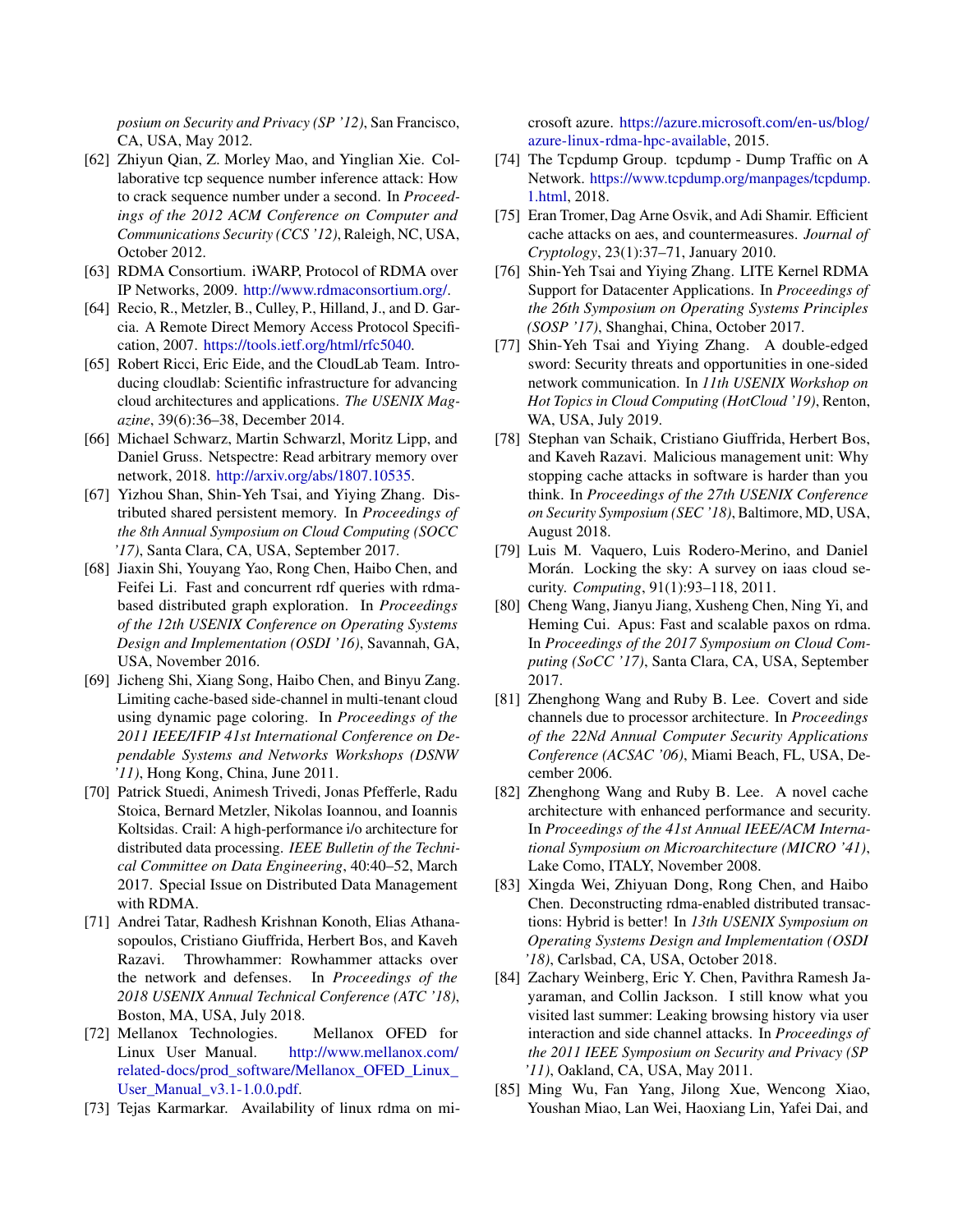*posium on Security and Privacy (SP '12)*, San Francisco, CA, USA, May 2012.

[62] Zhiyun Qian, Z. Morley Mao, and Yinglian Xie. Collaborative tcp sequence number inference attack: How to crack sequence number under a second. In *Proceedings of the 2012 ACM Conference on Computer and Communications Security (CCS '12)*, Raleigh, NC, USA, October 2012.

[63] RDMA Consortium. iWARP, Protocol of RDMA over IP Networks, 2009. http://www.rdmaconsortium.org/.

[64] Recio, R., Metzler, B., Culley, P., Hilland, J., and D. Garcia. A Remote Direct Memory Access Protocol Specification, 2007. https://tools.ietf.org/html/rfc5040.

[65] Robert Ricci, Eric Eide, and the CloudLab Team. Introducing cloudlab: Scientific infrastructure for advancing cloud architectures and applications. *The USENIX Magazine*, 39(6):36–38, December 2014.

[66] Michael Schwarz, Martin Schwarzl, Moritz Lipp, and Daniel Gruss. Netspectre: Read arbitrary memory over network, 2018. http://arxiv.org/abs/1807.10535.

[67] Yizhou Shan, Shin-Yeh Tsai, and Yiying Zhang. Distributed shared persistent memory. In *Proceedings of the 8th Annual Symposium on Cloud Computing (SOCC '17)*, Santa Clara, CA, USA, September 2017.

[68] Jiaxin Shi, Youyang Yao, Rong Chen, Haibo Chen, and Feifei Li. Fast and concurrent rdf queries with rdma-based distributed graph exploration. In *Proceedings of the 12th USENIX Conference on Operating Systems Design and Implementation (OSDI '16)*, Savannah, GA, USA, November 2016.

[69] Jicheng Shi, Xiang Song, Haibo Chen, and Binyu Zang. Limiting cache-based side-channel in multi-tenant cloud using dynamic page coloring. In *Proceedings of the 2011 IEEE/IFIP 41st International Conference on Dependable Systems and Networks Workshops (DSNW '11)*, Hong Kong, China, June 2011.

[70] Patrick Stuedi, Animesh Trivedi, Jonas Pfefferle, Radu Stoica, Bernard Metzler, Nikolas Ioannou, and Ioannis Koltsidas. Crail: A high-performance i/o architecture for distributed data processing. *IEEE Bulletin of the Technical Committee on Data Engineering*, 40:40–52, March 2017. Special Issue on Distributed Data Management with RDMA.

[71] Andrei Tatar, Radhesh Krishnan Konoth, Elias Athanasopoulos, Cristiano Giuffrida, Herbert Bos, and Kaveh Razavi. Throwhammer: Rowhammer attacks over the network and defenses. In *Proceedings of the 2018 USENIX Annual Technical Conference (ATC '18)*, Boston, MA, USA, July 2018.

[72] Mellanox Technologies. Mellanox OFED for Linux User Manual. http://www.mellanox.com/related-docs/prod_software/Mellanox_OFED_Linux_User_Manual_v3.1-1.0.0.pdf.

[73] Tejas Karmarkar. Availability of linux rdma on microsoft azure. https://azure.microsoft.com/en-us/blog/azure-linux-rdma-hpc-available, 2015.

[74] The Tcpdump Group. tcpdump - Dump Traffic on A Network. https://www.tcpdump.org/manpages/tcpdump.1.html, 2018.

[75] Eran Tromer, Dag Arne Osvik, and Adi Shamir. Efficient cache attacks on aes, and countermeasures. *Journal of Cryptology*, 23(1):37–71, January 2010.

[76] Shin-Yeh Tsai and Yiying Zhang. LITE Kernel RDMA Support for Datacenter Applications. In *Proceedings of the 26th Symposium on Operating Systems Principles (SOSP '17)*, Shanghai, China, October 2017.

[77] Shin-Yeh Tsai and Yiying Zhang. A double-edged sword: Security threats and opportunities in one-sided network communication. In *11th USENIX Workshop on Hot Topics in Cloud Computing (HotCloud '19)*, Renton, WA, USA, July 2019.

[78] Stephan van Schaik, Cristiano Giuffrida, Herbert Bos, and Kaveh Razavi. Malicious management unit: Why stopping cache attacks in software is harder than you think. In *Proceedings of the 27th USENIX Conference on Security Symposium (SEC '18)*, Baltimore, MD, USA, August 2018.

[79] Luis M. Vaquero, Luis Rodero-Merino, and Daniel Morán. Locking the sky: A survey on iaas cloud security. *Computing*, 91(1):93–118, 2011.

[80] Cheng Wang, Jianyu Jiang, Xusheng Chen, Ning Yi, and Heming Cui. Apus: Fast and scalable paxos on rdma. In *Proceedings of the 2017 Symposium on Cloud Computing (SoCC '17)*, Santa Clara, CA, USA, September 2017.

[81] Zhenghong Wang and Ruby B. Lee. Covert and side channels due to processor architecture. In *Proceedings of the 22Nd Annual Computer Security Applications Conference (ACSAC '06)*, Miami Beach, FL, USA, December 2006.

[82] Zhenghong Wang and Ruby B. Lee. A novel cache architecture with enhanced performance and security. In *Proceedings of the 41st Annual IEEE/ACM International Symposium on Microarchitecture (MICRO '41)*, Lake Como, ITALY, November 2008.

[83] Xingda Wei, Zhiyuan Dong, Rong Chen, and Haibo Chen. Deconstructing rdma-enabled distributed transactions: Hybrid is better! In *13th USENIX Symposium on Operating Systems Design and Implementation (OSDI '18)*, Carlsbad, CA, USA, October 2018.

[84] Zachary Weinberg, Eric Y. Chen, Pavithra Ramesh Jayaraman, and Collin Jackson. I still know what you visited last summer: Leaking browsing history via user interaction and side channel attacks. In *Proceedings of the 2011 IEEE Symposium on Security and Privacy (SP '11)*, Oakland, CA, USA, May 2011.

[85] Ming Wu, Fan Yang, Jilong Xue, Wencong Xiao, Youshan Miao, Lan Wei, Haoxiang Lin, Yafei Dai, and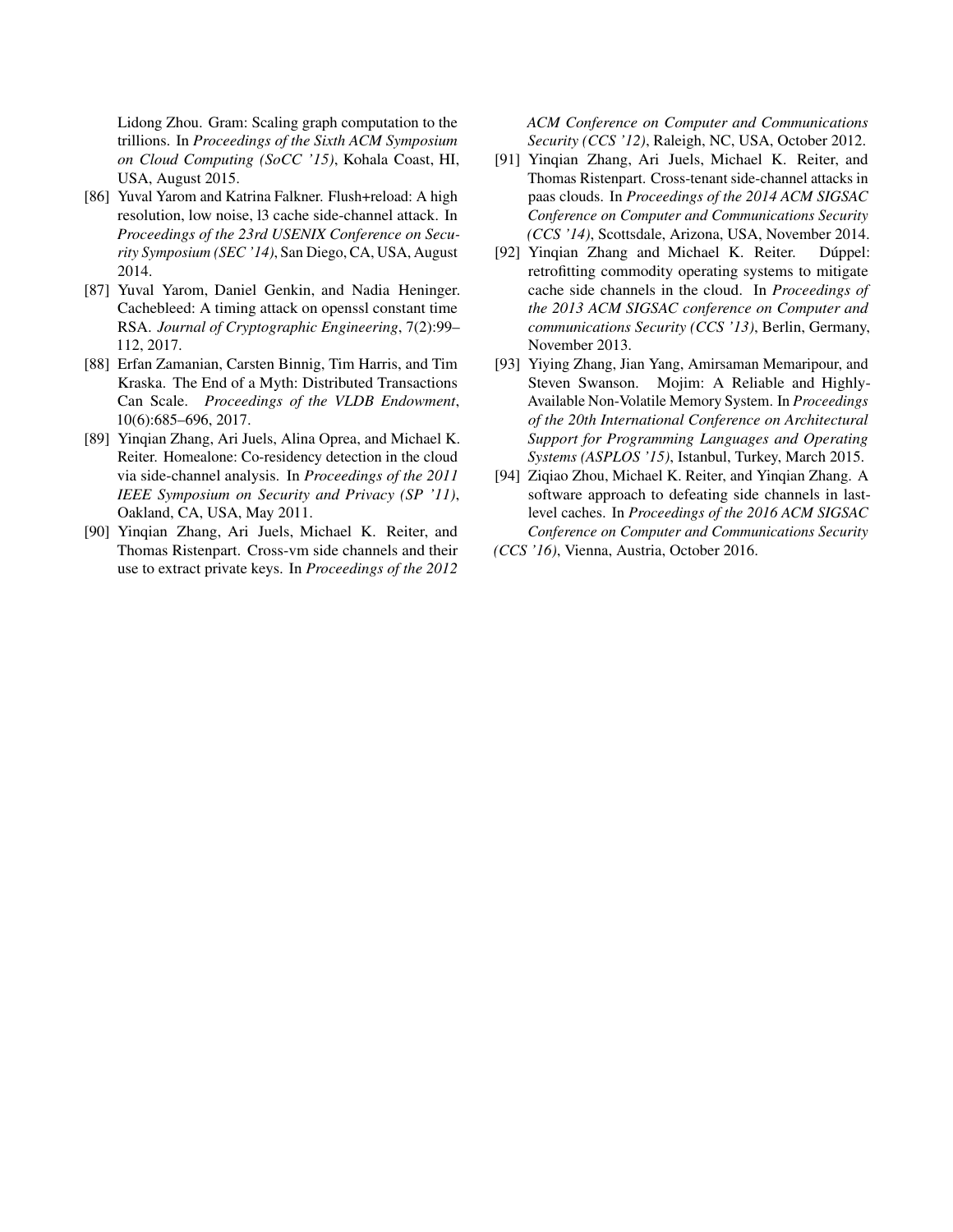Lidong Zhou. Gram: Scaling graph computation to the trillions. In *Proceedings of the Sixth ACM Symposium on Cloud Computing (SoCC '15)*, Kohala Coast, HI, USA, August 2015.

[86] Yuval Yarom and Katrina Falkner. Flush+reload: A high resolution, low noise, l3 cache side-channel attack. In *Proceedings of the 23rd USENIX Conference on Security Symposium (SEC '14)*, San Diego, CA, USA, August 2014.

[87] Yuval Yarom, Daniel Genkin, and Nadia Heninger. Cachebleed: A timing attack on openssl constant time RSA. *Journal of Cryptographic Engineering*, 7(2):99–112, 2017.

[88] Erfan Zamanian, Carsten Binnig, Tim Harris, and Tim Kraska. The End of a Myth: Distributed Transactions Can Scale. *Proceedings of the VLDB Endowment*, 10(6):685–696, 2017.

[89] Yinqian Zhang, Ari Juels, Alina Oprea, and Michael K. Reiter. Homealone: Co-residency detection in the cloud via side-channel analysis. In *Proceedings of the 2011 IEEE Symposium on Security and Privacy (SP '11)*, Oakland, CA, USA, May 2011.

[90] Yinqian Zhang, Ari Juels, Michael K. Reiter, and Thomas Ristenpart. Cross-vm side channels and their use to extract private keys. In *Proceedings of the 2012 ACM Conference on Computer and Communications Security (CCS '12)*, Raleigh, NC, USA, October 2012.

[91] Yinqian Zhang, Ari Juels, Michael K. Reiter, and Thomas Ristenpart. Cross-tenant side-channel attacks in paas clouds. In *Proceedings of the 2014 ACM SIGSAC Conference on Computer and Communications Security (CCS '14)*, Scottsdale, Arizona, USA, November 2014.

[92] Yinqian Zhang and Michael K. Reiter. Dúppel: retrofitting commodity operating systems to mitigate cache side channels in the cloud. In *Proceedings of the 2013 ACM SIGSAC conference on Computer and communications Security (CCS '13)*, Berlin, Germany, November 2013.

[93] Yiying Zhang, Jian Yang, Amirsaman Memaripour, and Steven Swanson. Mojim: A Reliable and Highly-Available Non-Volatile Memory System. In *Proceedings of the 20th International Conference on Architectural Support for Programming Languages and Operating Systems (ASPLOS '15)*, Istanbul, Turkey, March 2015.

[94] Ziqiao Zhou, Michael K. Reiter, and Yinqian Zhang. A software approach to defeating side channels in last-level caches. In *Proceedings of the 2016 ACM SIGSAC Conference on Computer and Communications Security (CCS '16)*, Vienna, Austria, October 2016.